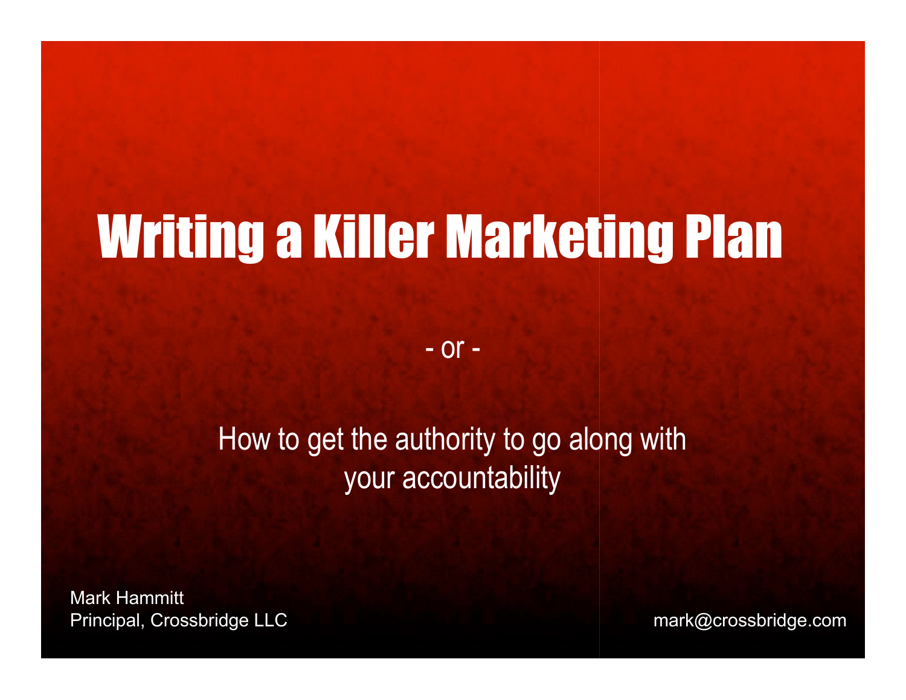# Writing a Killer Marketing Plan

- or -

How to get the authority to go along with your accountability

Mark Hammitt
Principal, Crossbridge LLC

mark@crossbridge.com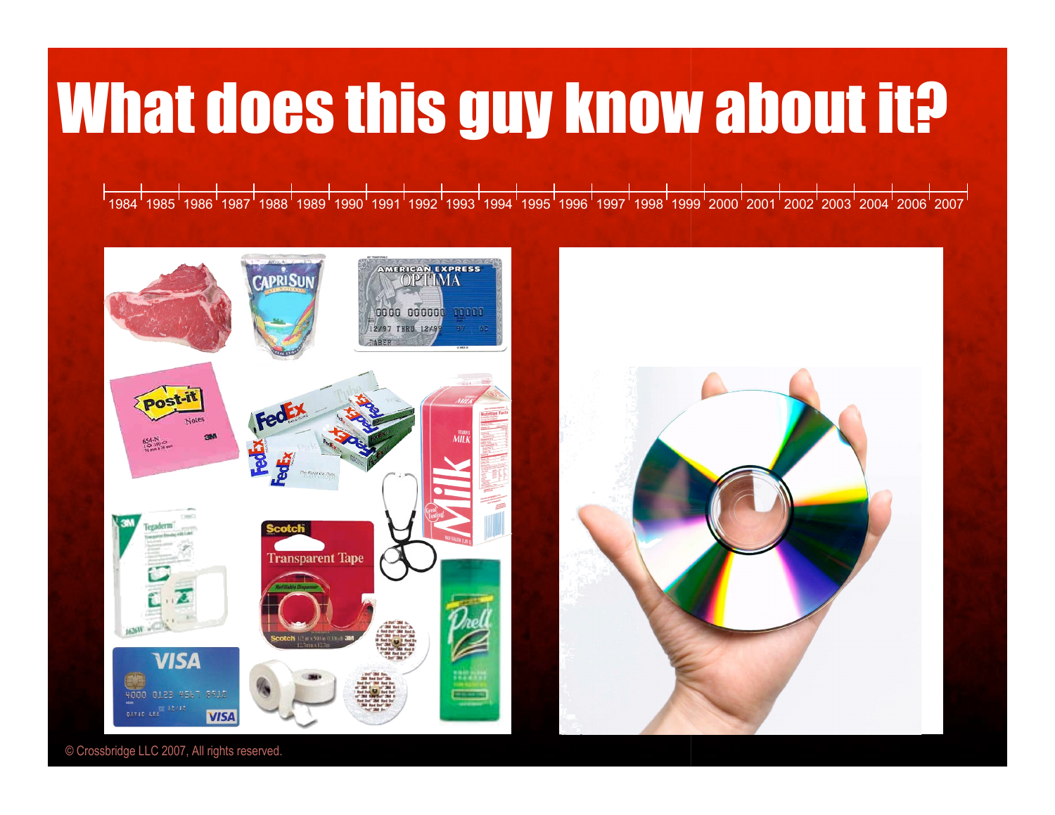# What does this guy know about it?

1984 1985 1986 1987 1988 1989 1990 1991 1992 1993 1994 1995 1996 1997 1998 1999 2000 2001 2002 2003 2004 2006 2007

© Crossbridge LLC 2007, All rights reserved.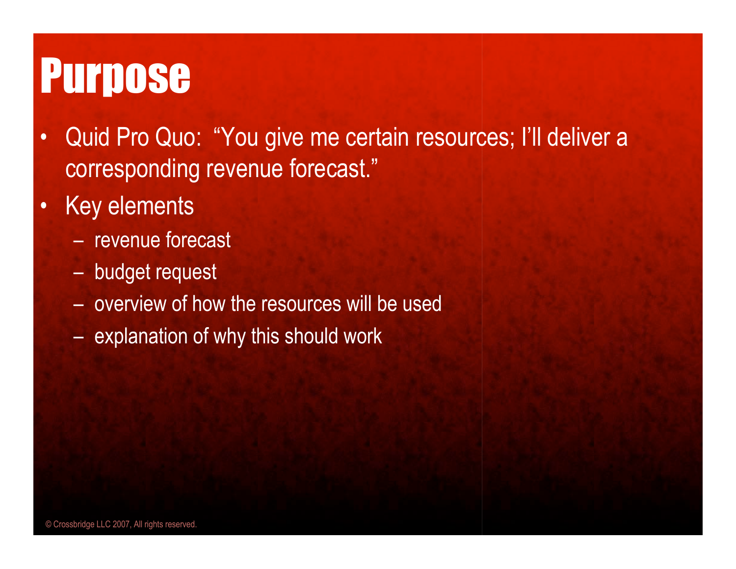# Purpose

- Quid Pro Quo: "You give me certain resources; I'll deliver a corresponding revenue forecast."
- Key elements
  - revenue forecast
  - budget request
  - overview of how the resources will be used
  - explanation of why this should work

© Crossbridge LLC 2007, All rights reserved.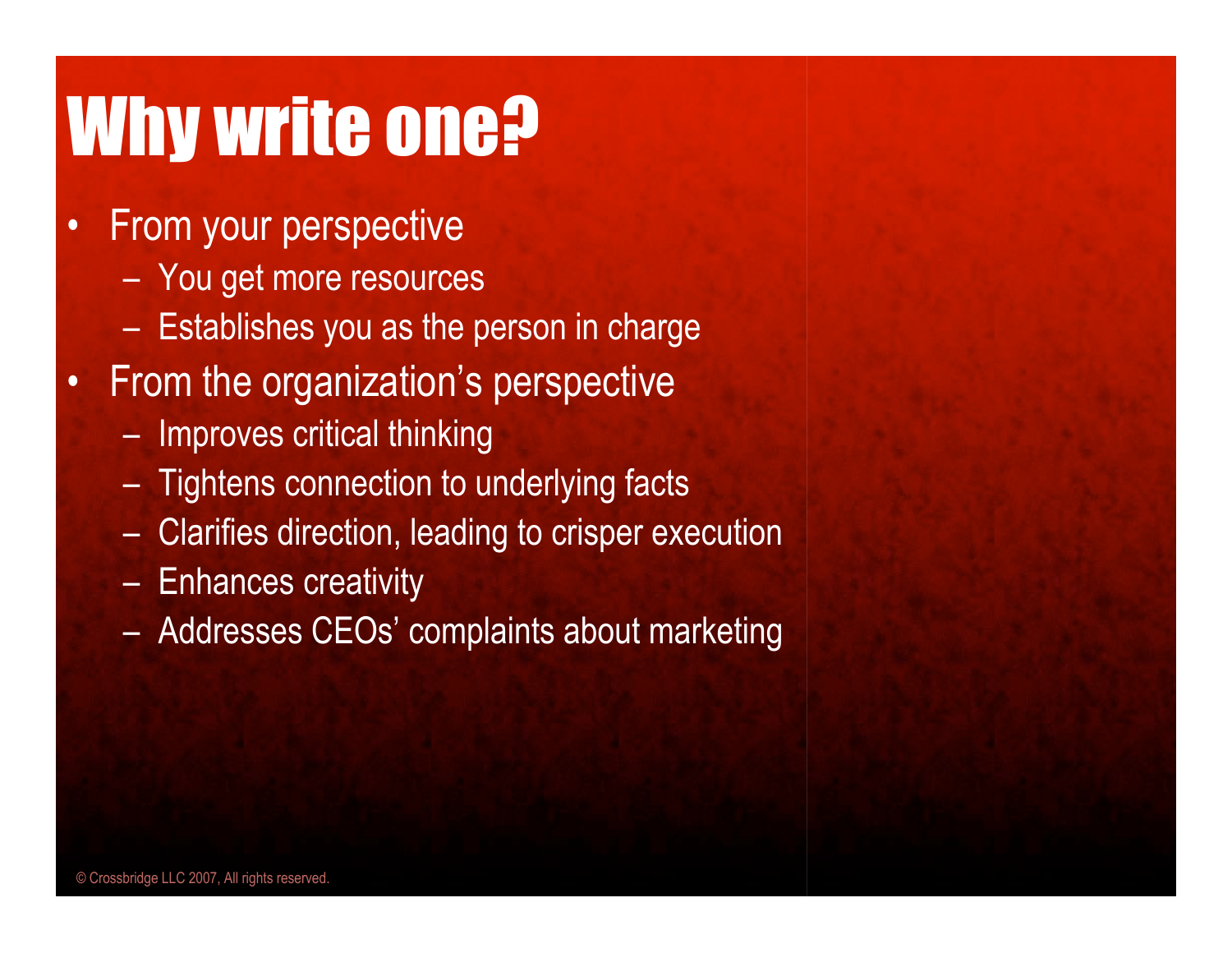# Why write one?

- From your perspective
  - You get more resources
  - Establishes you as the person in charge
- From the organization's perspective
  - Improves critical thinking
  - Tightens connection to underlying facts
  - Clarifies direction, leading to crisper execution
  - Enhances creativity
  - Addresses CEOs' complaints about marketing

© Crossbridge LLC 2007, All rights reserved.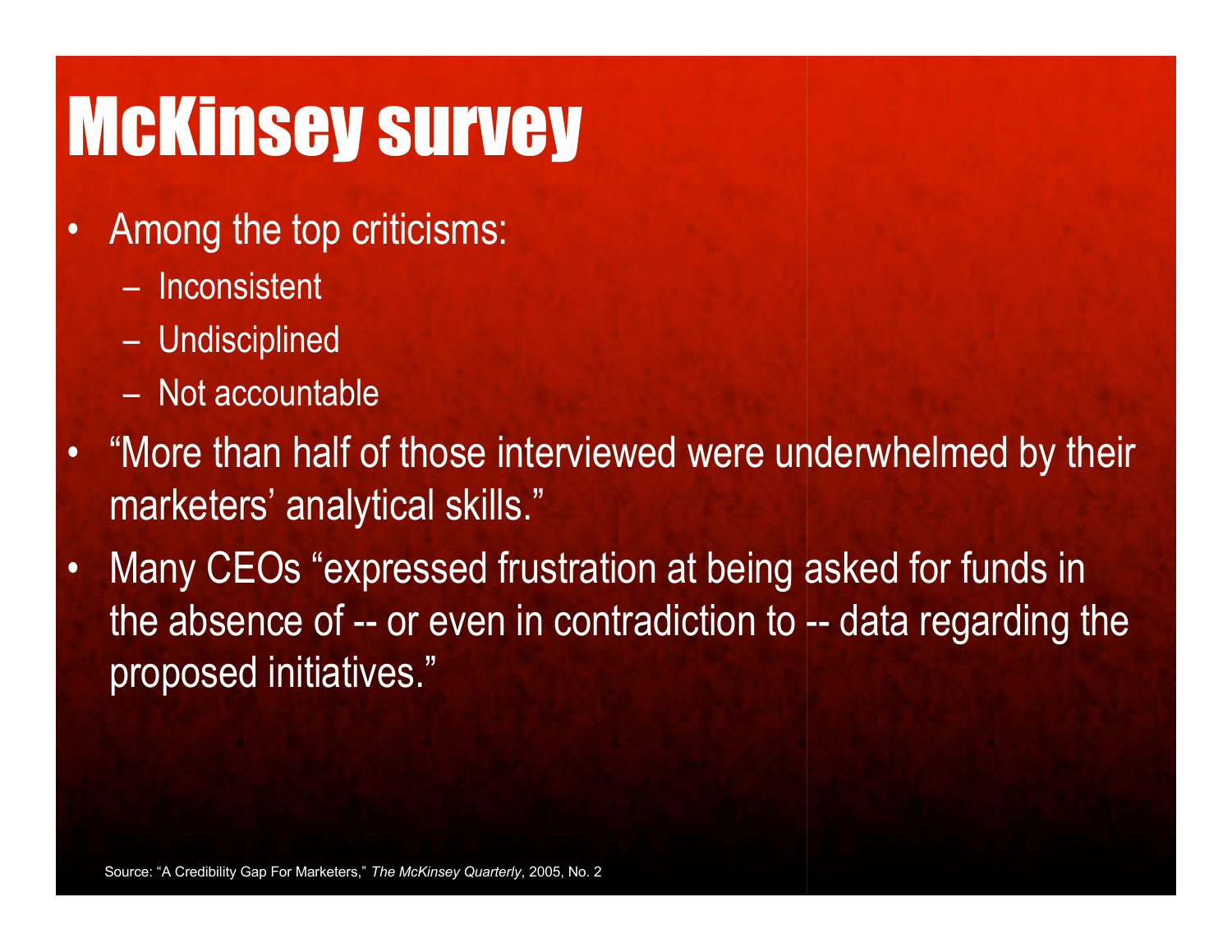# McKinsey survey

- Among the top criticisms:
  - Inconsistent
  - Undisciplined
  - Not accountable
- "More than half of those interviewed were underwhelmed by their marketers' analytical skills."
- Many CEOs "expressed frustration at being asked for funds in the absence of -- or even in contradiction to -- data regarding the proposed initiatives."

Source: "A Credibility Gap For Marketers," *The McKinsey Quarterly*, 2005, No. 2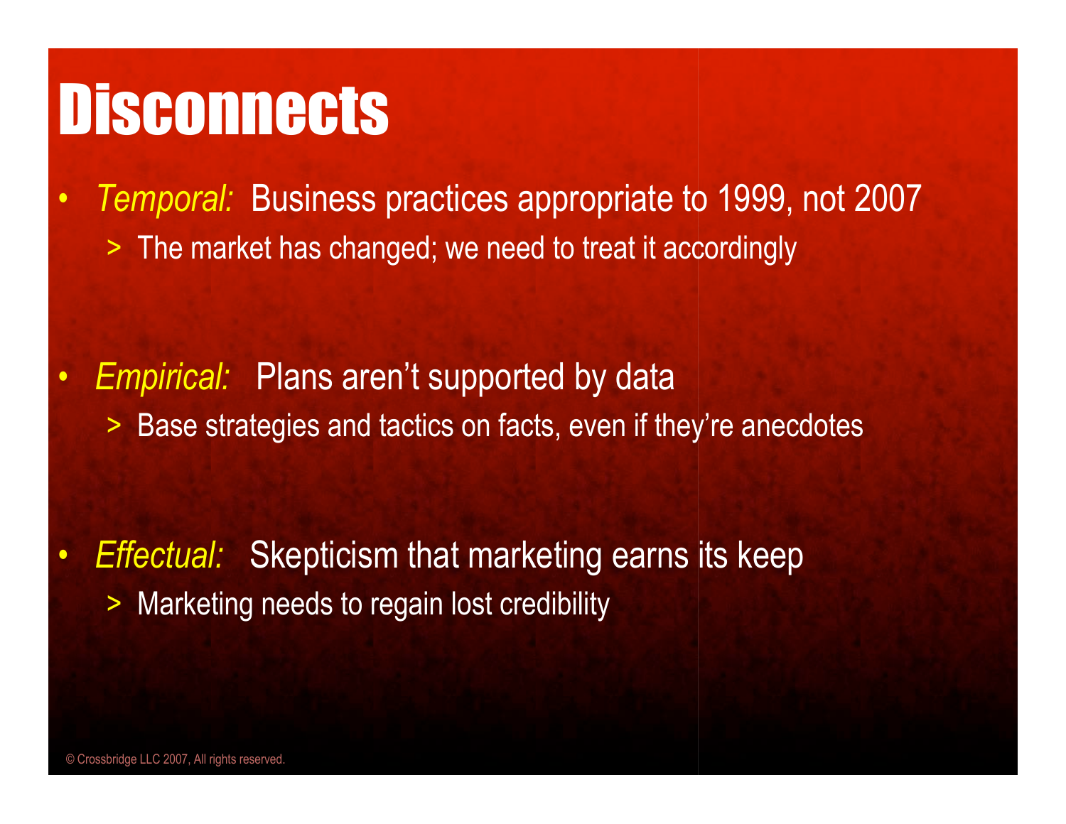# Disconnects

- *Temporal:* Business practices appropriate to 1999, not 2007
  > The market has changed; we need to treat it accordingly

- *Empirical:* Plans aren't supported by data
  > Base strategies and tactics on facts, even if they're anecdotes

- *Effectual:* Skepticism that marketing earns its keep
  > Marketing needs to regain lost credibility

© Crossbridge LLC 2007, All rights reserved.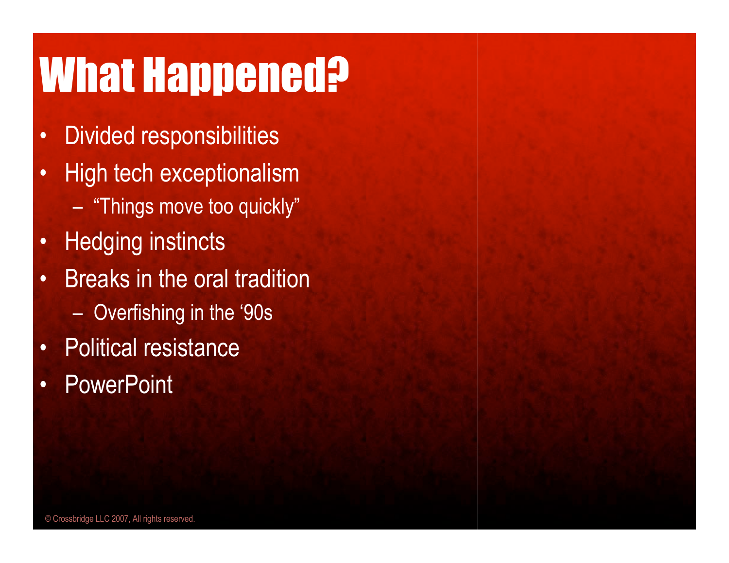# What Happened?

- Divided responsibilities
- High tech exceptionalism
  - "Things move too quickly"
- Hedging instincts
- Breaks in the oral tradition
  - Overfishing in the '90s
- Political resistance
- PowerPoint

© Crossbridge LLC 2007, All rights reserved.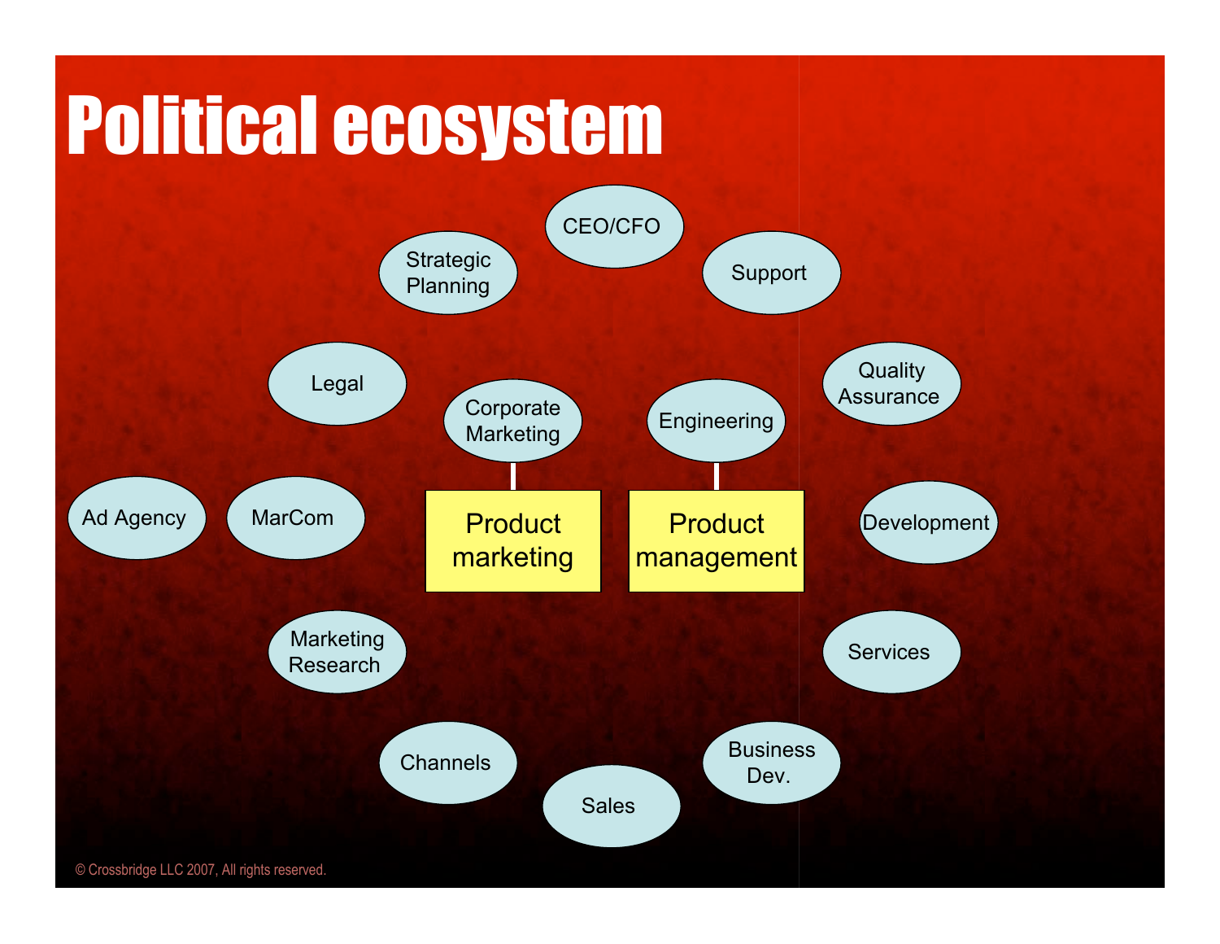# Political ecosystem

CEO/CFO

Strategic Planning

Support

Legal

Quality Assurance

Corporate Marketing

Engineering

Ad Agency

MarCom

Product marketing

Product management

Development

Marketing Research

Services

Channels

Business Dev.

Sales

© Crossbridge LLC 2007, All rights reserved.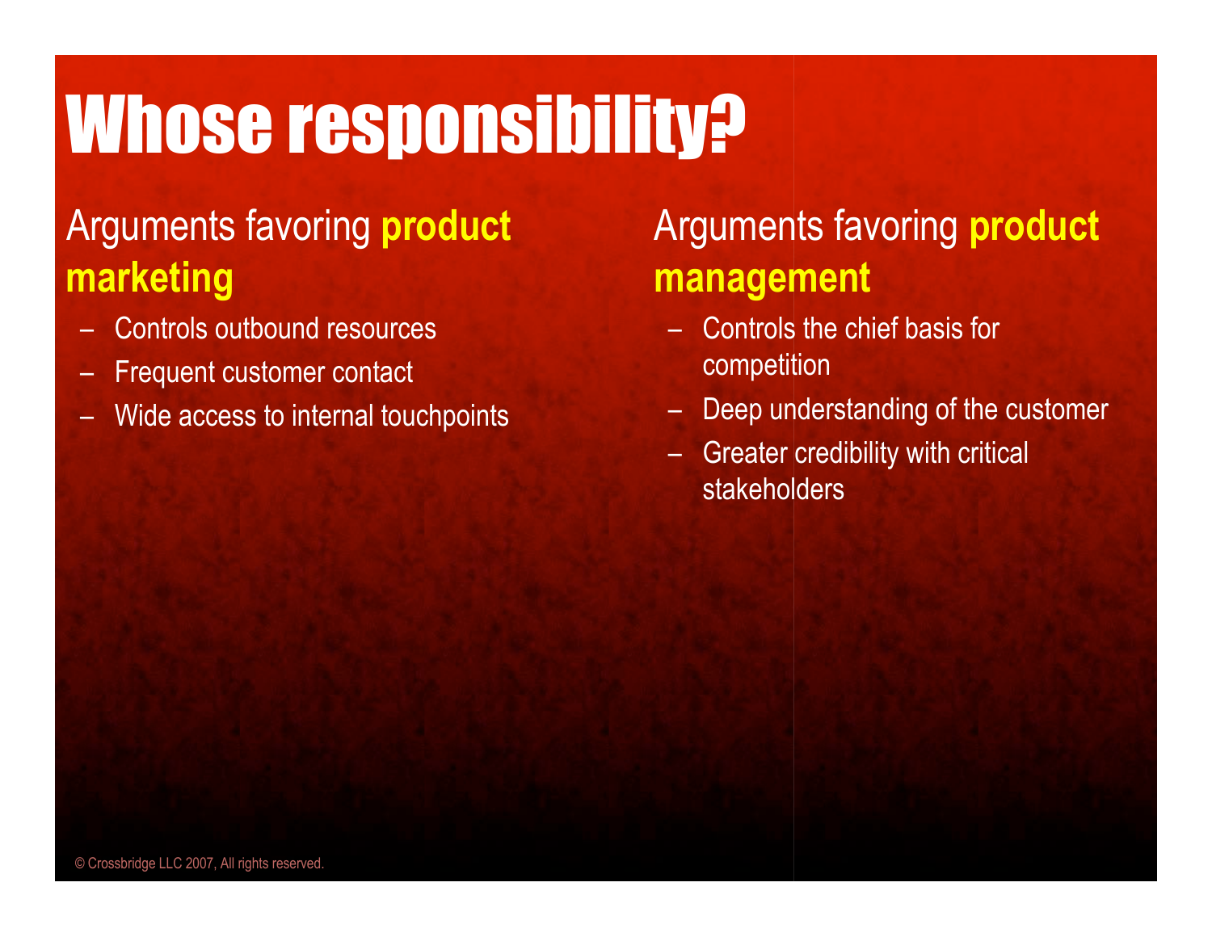# Whose responsibility?

Arguments favoring **product marketing**

- Controls outbound resources
- Frequent customer contact
- Wide access to internal touchpoints

Arguments favoring **product management**

- Controls the chief basis for competition
- Deep understanding of the customer
- Greater credibility with critical stakeholders

© Crossbridge LLC 2007, All rights reserved.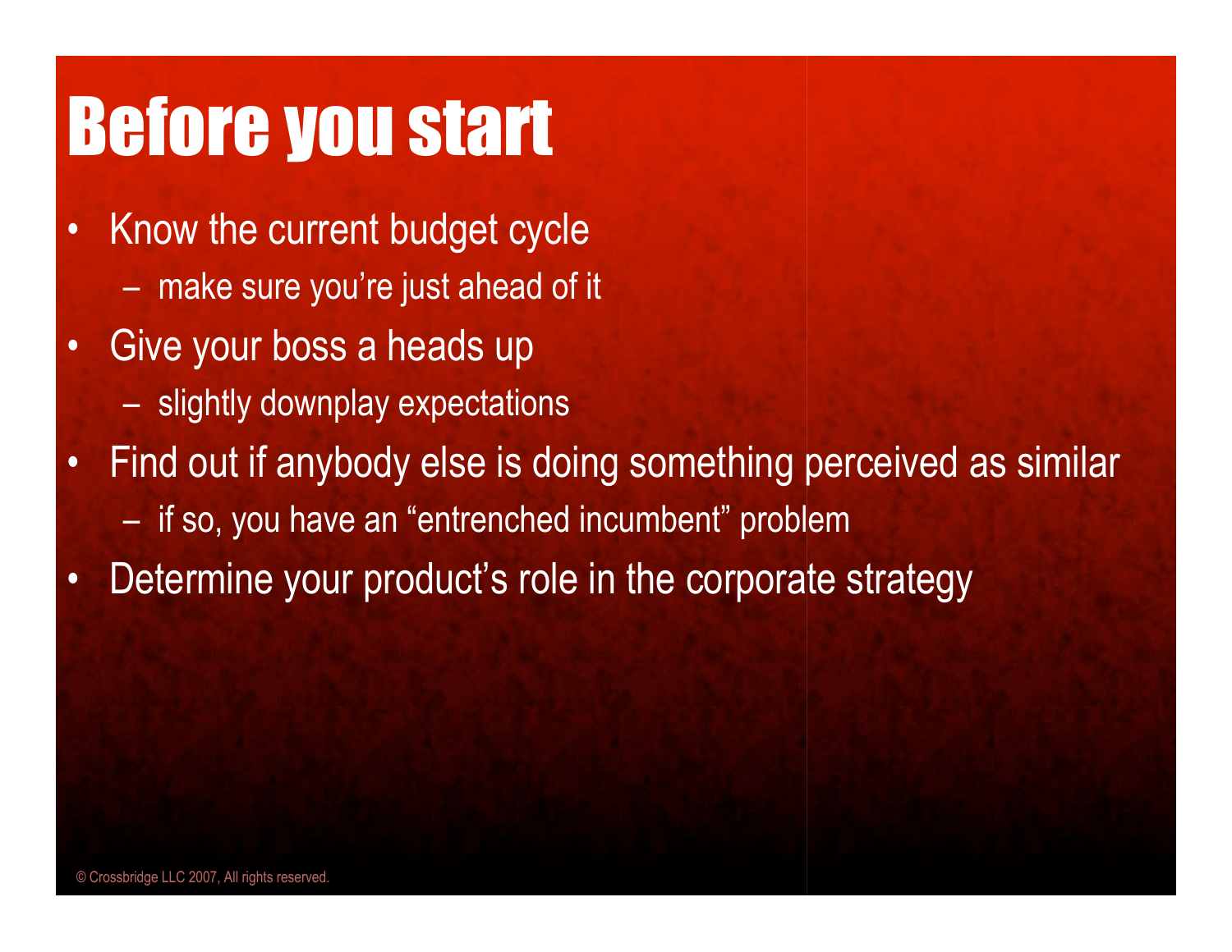# Before you start

- Know the current budget cycle
  - make sure you're just ahead of it
- Give your boss a heads up
  - slightly downplay expectations
- Find out if anybody else is doing something perceived as similar
  - if so, you have an "entrenched incumbent" problem
- Determine your product's role in the corporate strategy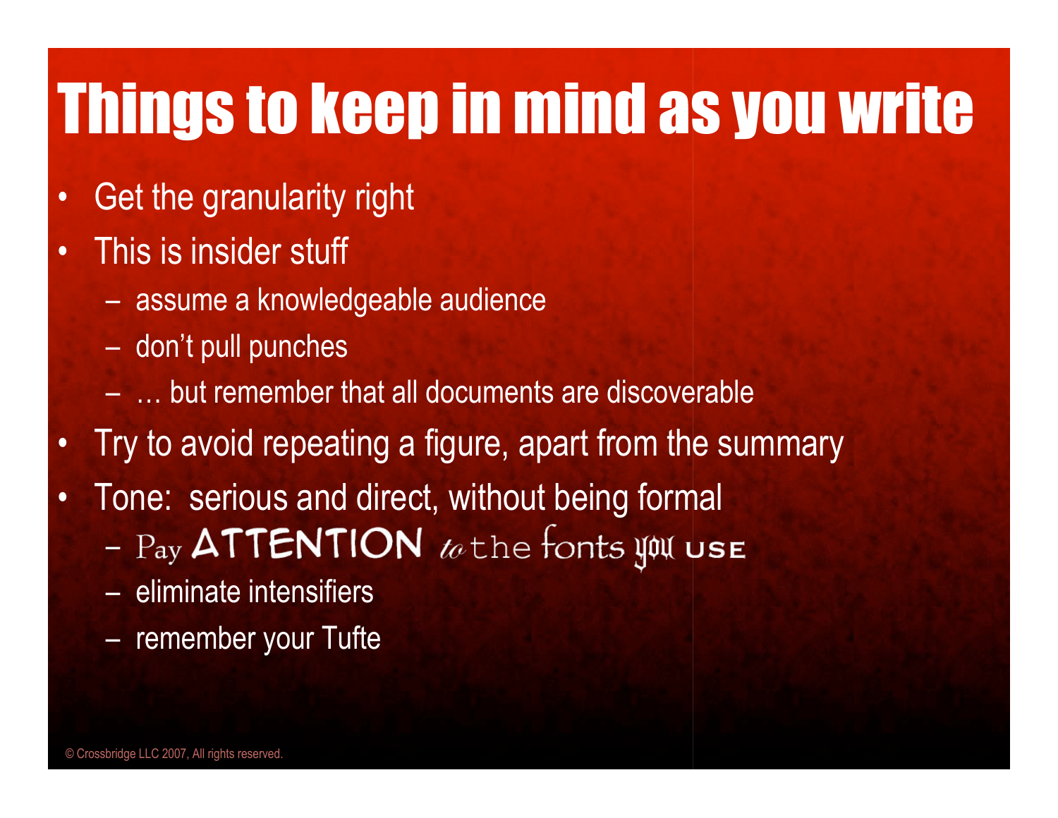# Things to keep in mind as you write

- Get the granularity right
- This is insider stuff
  - assume a knowledgeable audience
  - don't pull punches
  - … but remember that all documents are discoverable
- Try to avoid repeating a figure, apart from the summary
- Tone: serious and direct, without being formal
  - Pay ATTENTION to the fonts you USE
  - eliminate intensifiers
  - remember your Tufte

© Crossbridge LLC 2007, All rights reserved.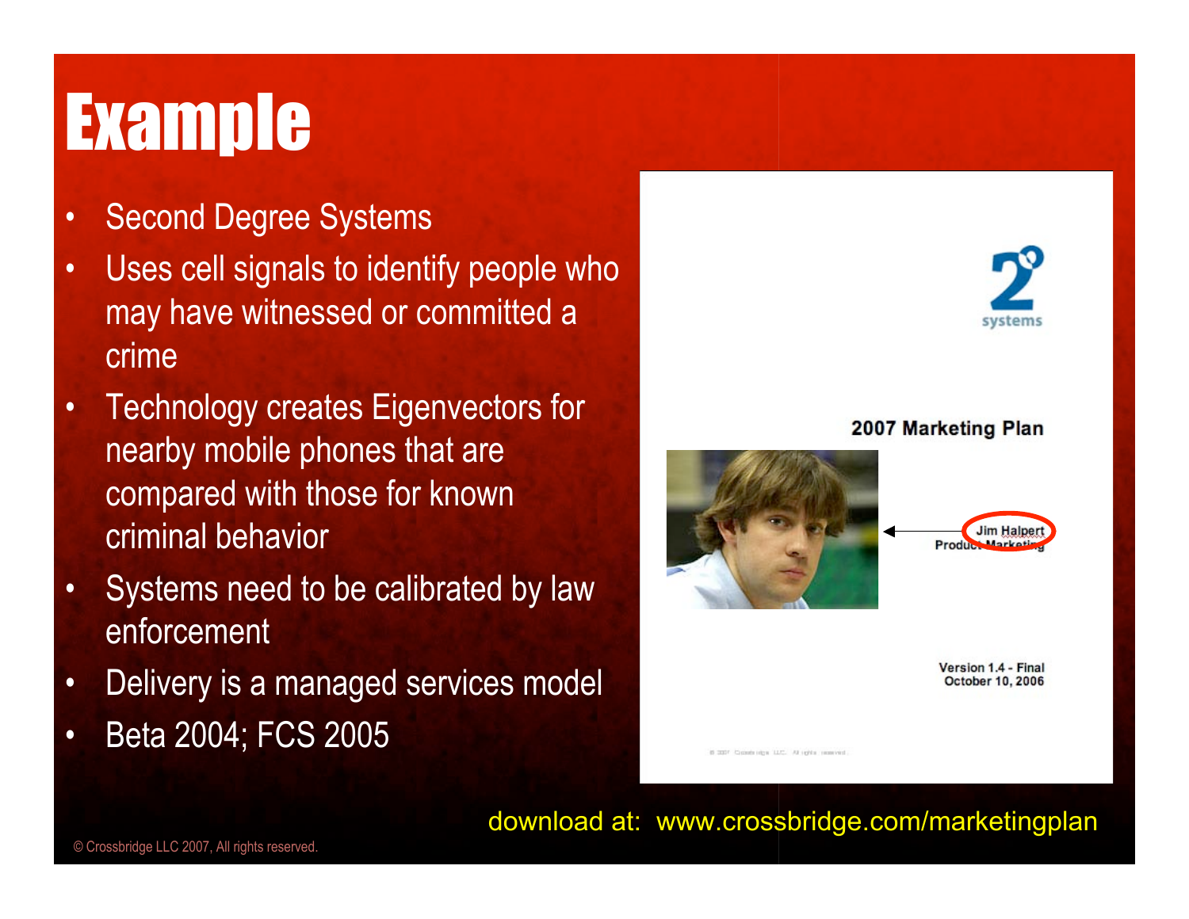# Example

- Second Degree Systems
- Uses cell signals to identify people who may have witnessed or committed a crime
- Technology creates Eigenvectors for nearby mobile phones that are compared with those for known criminal behavior
- Systems need to be calibrated by law enforcement
- Delivery is a managed services model
- Beta 2004; FCS 2005

2° systems

2007 Marketing Plan

Jim Halpert
Product Marketing

Version 1.4 - Final
October 10, 2006

download at: www.crossbridge.com/marketingplan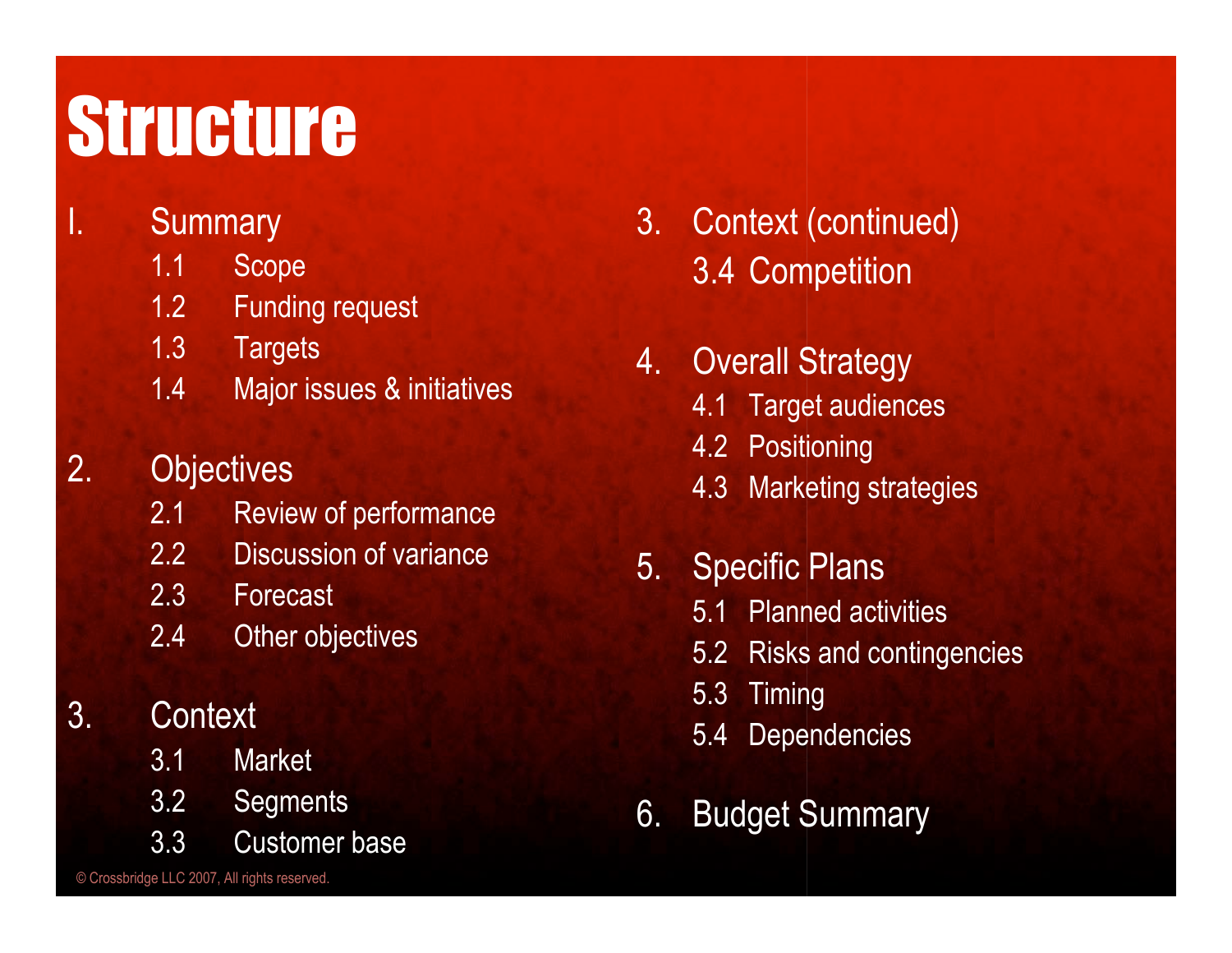# Structure

I. Summary
   - 1.1 Scope
   - 1.2 Funding request
   - 1.3 Targets
   - 1.4 Major issues & initiatives

2. Objectives
   - 2.1 Review of performance
   - 2.2 Discussion of variance
   - 2.3 Forecast
   - 2.4 Other objectives

3. Context
   - 3.1 Market
   - 3.2 Segments
   - 3.3 Customer base

3. Context (continued)
   - 3.4 Competition

4. Overall Strategy
   - 4.1 Target audiences
   - 4.2 Positioning
   - 4.3 Marketing strategies

5. Specific Plans
   - 5.1 Planned activities
   - 5.2 Risks and contingencies
   - 5.3 Timing
   - 5.4 Dependencies

6. Budget Summary

© Crossbridge LLC 2007, All rights reserved.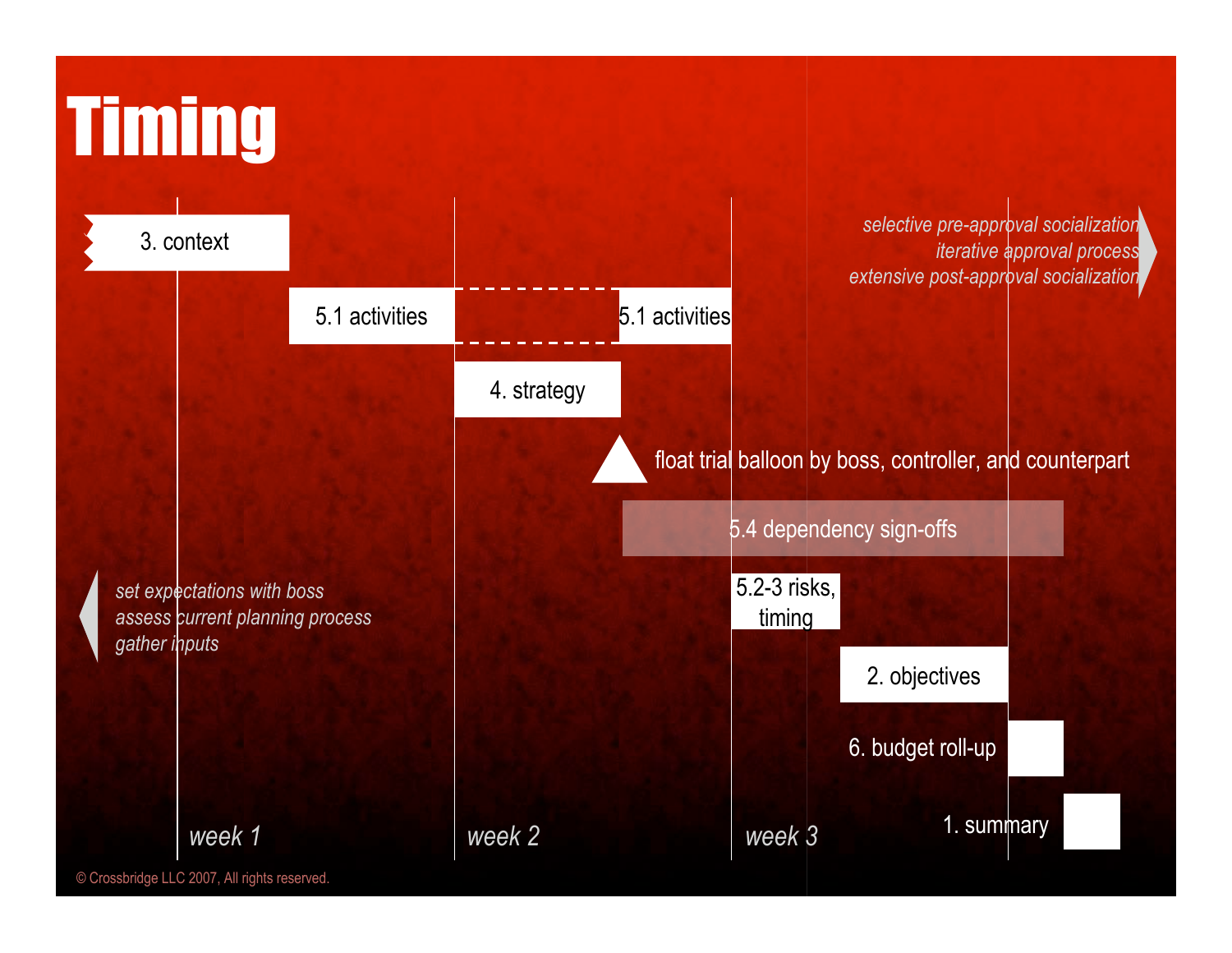# Timing

3. context

5.1 activities

5.1 activities

4. strategy

float trial balloon by boss, controller, and counterpart

5.4 dependency sign-offs

5.2-3 risks, timing

2. objectives

6. budget roll-up

1. summary

*selective pre-approval socialization*
*iterative approval process*
*extensive post-approval socialization*

*set expectations with boss*
*assess current planning process*
*gather inputs*

*week 1*

*week 2*

*week 3*

© Crossbridge LLC 2007, All rights reserved.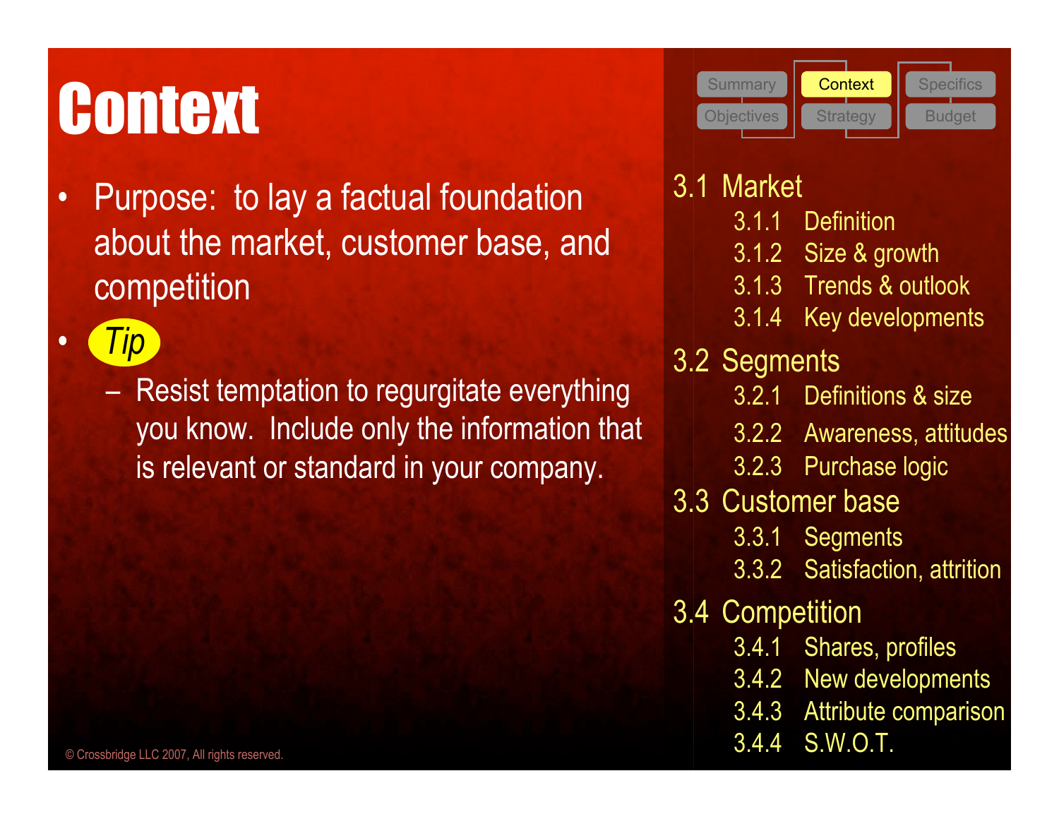# Context

- Purpose: to lay a factual foundation about the market, customer base, and competition
- *Tip*
  - Resist temptation to regurgitate everything you know. Include only the information that is relevant or standard in your company.

Summary | Context | Specifics
Objectives | Strategy | Budget

3.1 Market
- 3.1.1 Definition
- 3.1.2 Size & growth
- 3.1.3 Trends & outlook
- 3.1.4 Key developments

3.2 Segments
- 3.2.1 Definitions & size
- 3.2.2 Awareness, attitudes
- 3.2.3 Purchase logic

3.3 Customer base
- 3.3.1 Segments
- 3.3.2 Satisfaction, attrition

3.4 Competition
- 3.4.1 Shares, profiles
- 3.4.2 New developments
- 3.4.3 Attribute comparison
- 3.4.4 S.W.O.T.

© Crossbridge LLC 2007, All rights reserved.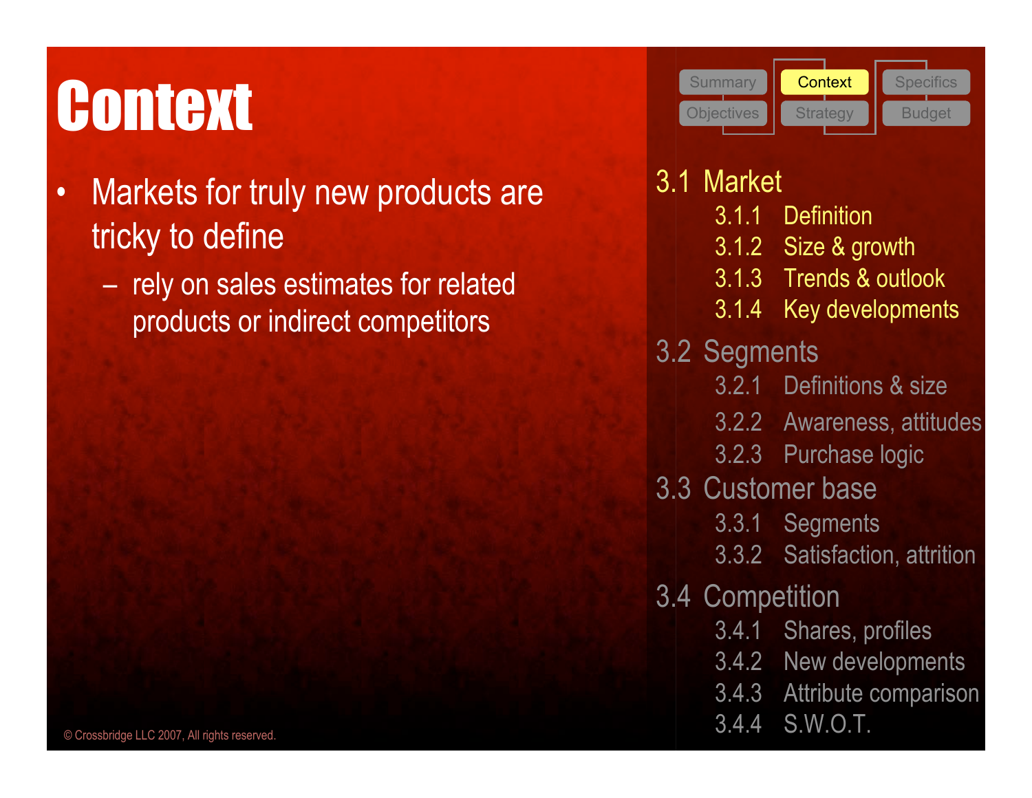# Context

- Markets for truly new products are tricky to define
  - rely on sales estimates for related products or indirect competitors

Summary | Context | Specifics
Objectives | Strategy | Budget

3.1 Market
- 3.1.1 Definition
- 3.1.2 Size & growth
- 3.1.3 Trends & outlook
- 3.1.4 Key developments

3.2 Segments
- 3.2.1 Definitions & size
- 3.2.2 Awareness, attitudes
- 3.2.3 Purchase logic

3.3 Customer base
- 3.3.1 Segments
- 3.3.2 Satisfaction, attrition

3.4 Competition
- 3.4.1 Shares, profiles
- 3.4.2 New developments
- 3.4.3 Attribute comparison
- 3.4.4 S.W.O.T.

© Crossbridge LLC 2007, All rights reserved.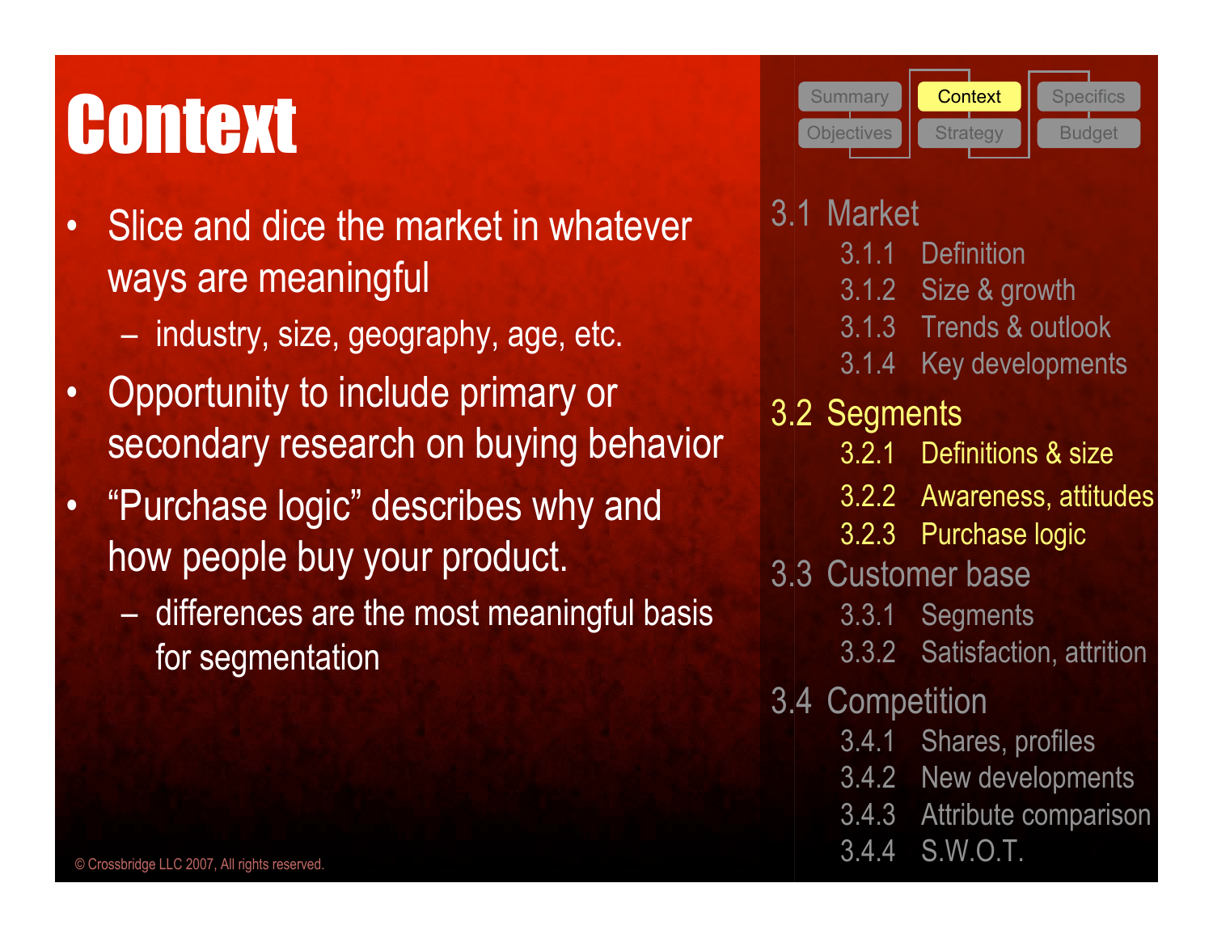# Context

- Slice and dice the market in whatever ways are meaningful
  - industry, size, geography, age, etc.
- Opportunity to include primary or secondary research on buying behavior
- “Purchase logic” describes why and how people buy your product.
  - differences are the most meaningful basis for segmentation

Summary | Context | Specifics
Objectives | Strategy | Budget

3.1 Market
- 3.1.1 Definition
- 3.1.2 Size & growth
- 3.1.3 Trends & outlook
- 3.1.4 Key developments

3.2 Segments
- 3.2.1 Definitions & size
- 3.2.2 Awareness, attitudes
- 3.2.3 Purchase logic

3.3 Customer base
- 3.3.1 Segments
- 3.3.2 Satisfaction, attrition

3.4 Competition
- 3.4.1 Shares, profiles
- 3.4.2 New developments
- 3.4.3 Attribute comparison
- 3.4.4 S.W.O.T.

© Crossbridge LLC 2007, All rights reserved.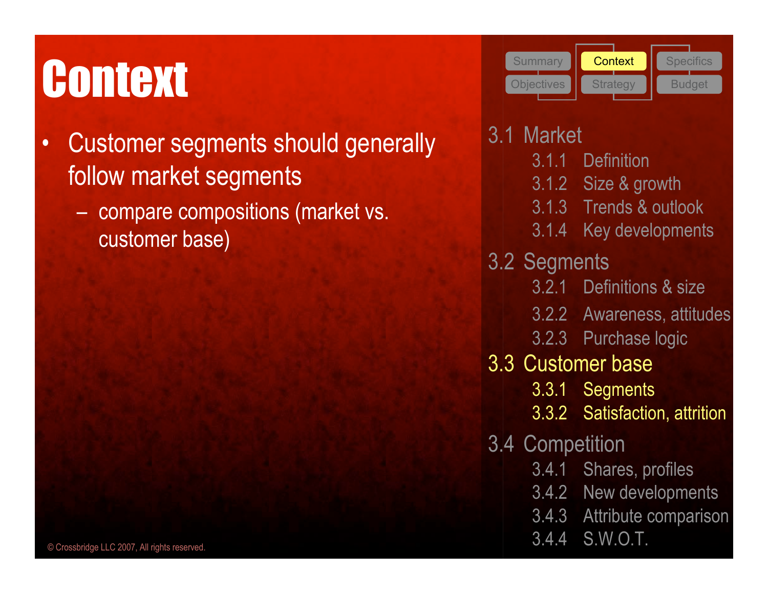# Context

- Customer segments should generally follow market segments
  - compare compositions (market vs. customer base)

Summary | Context | Specifics
Objectives | Strategy | Budget

3.1 Market
- 3.1.1 Definition
- 3.1.2 Size & growth
- 3.1.3 Trends & outlook
- 3.1.4 Key developments

3.2 Segments
- 3.2.1 Definitions & size
- 3.2.2 Awareness, attitudes
- 3.2.3 Purchase logic

3.3 Customer base
- 3.3.1 Segments
- 3.3.2 Satisfaction, attrition

3.4 Competition
- 3.4.1 Shares, profiles
- 3.4.2 New developments
- 3.4.3 Attribute comparison
- 3.4.4 S.W.O.T.

© Crossbridge LLC 2007, All rights reserved.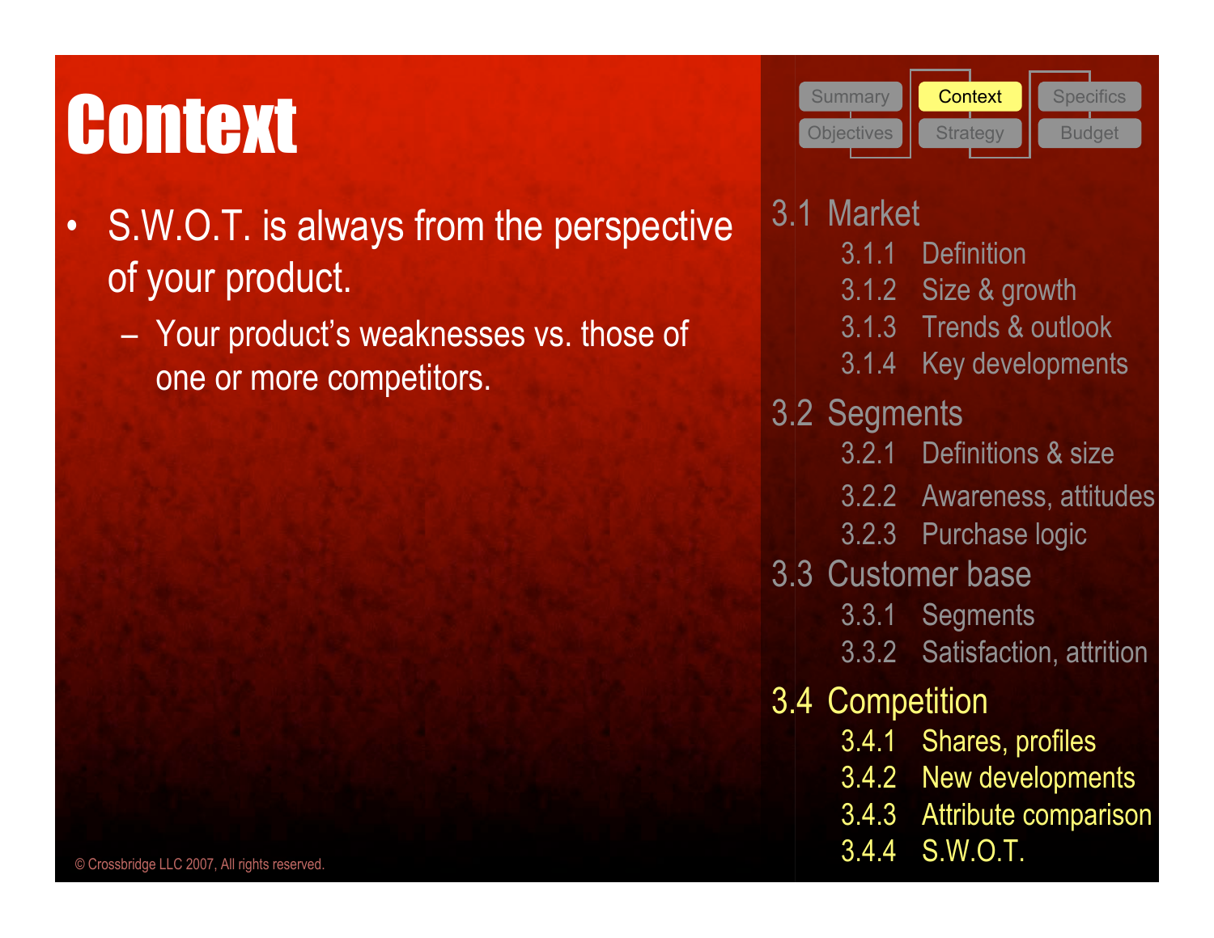# Context

- S.W.O.T. is always from the perspective of your product.
  - Your product's weaknesses vs. those of one or more competitors.

Summary | Context | Specifics
Objectives | Strategy | Budget

3.1 Market
- 3.1.1 Definition
- 3.1.2 Size & growth
- 3.1.3 Trends & outlook
- 3.1.4 Key developments

3.2 Segments
- 3.2.1 Definitions & size
- 3.2.2 Awareness, attitudes
- 3.2.3 Purchase logic

3.3 Customer base
- 3.3.1 Segments
- 3.3.2 Satisfaction, attrition

3.4 Competition
- 3.4.1 Shares, profiles
- 3.4.2 New developments
- 3.4.3 Attribute comparison
- 3.4.4 S.W.O.T.

© Crossbridge LLC 2007, All rights reserved.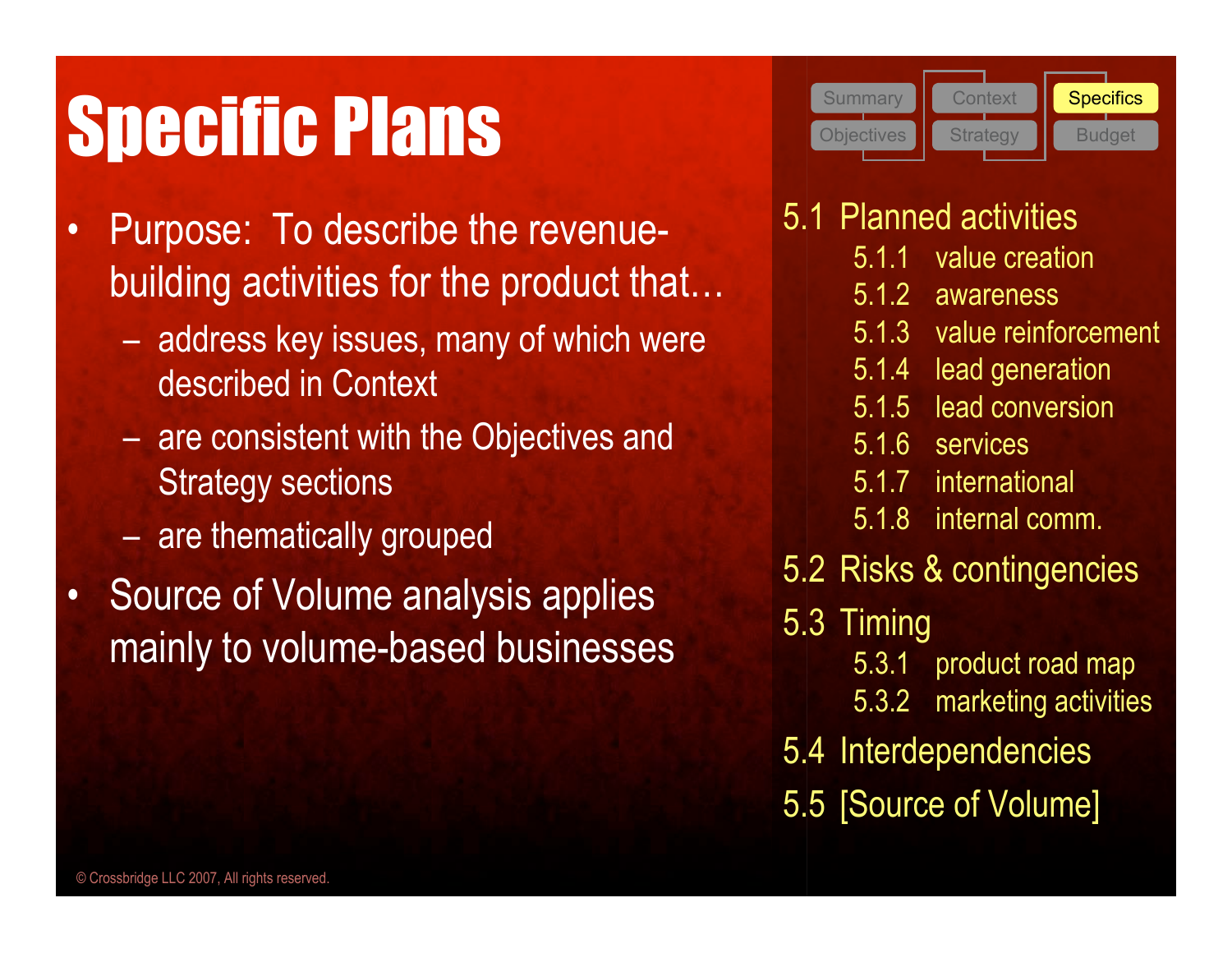# Specific Plans

Summary | Context | **Specifics**
Objectives | Strategy | Budget

- Purpose: To describe the revenue-building activities for the product that…
  - address key issues, many of which were described in Context
  - are consistent with the Objectives and Strategy sections
  - are thematically grouped
- Source of Volume analysis applies mainly to volume-based businesses

5.1 Planned activities
- 5.1.1 value creation
- 5.1.2 awareness
- 5.1.3 value reinforcement
- 5.1.4 lead generation
- 5.1.5 lead conversion
- 5.1.6 services
- 5.1.7 international
- 5.1.8 internal comm.

5.2 Risks & contingencies

5.3 Timing
- 5.3.1 product road map
- 5.3.2 marketing activities

5.4 Interdependencies

5.5 [Source of Volume]

© Crossbridge LLC 2007, All rights reserved.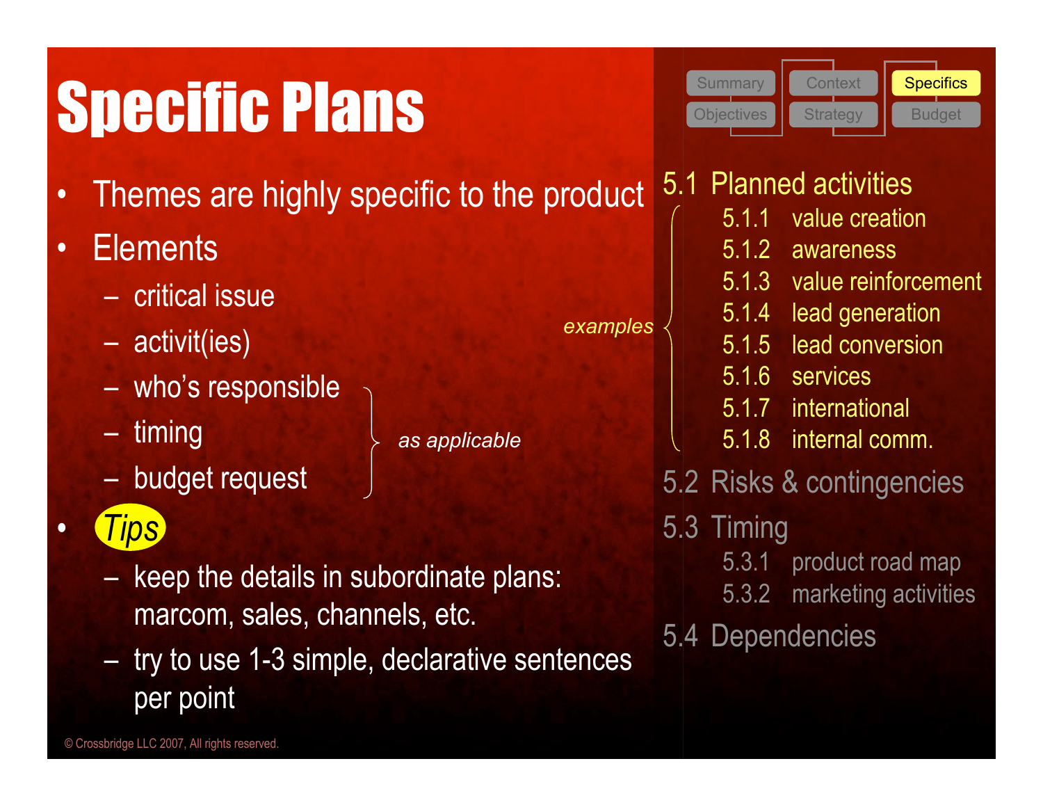# Specific Plans

Summary | Context | **Specifics**
Objectives | Strategy | Budget

- Themes are highly specific to the product
- Elements
  - critical issue
  - activit(ies)
  - who's responsible
  - timing
  - budget request

  *as applicable* (who's responsible, timing, budget request)
- *Tips*
  - keep the details in subordinate plans: marcom, sales, channels, etc.
  - try to use 1-3 simple, declarative sentences per point

5.1 Planned activities

*examples*

- 5.1.1 value creation
- 5.1.2 awareness
- 5.1.3 value reinforcement
- 5.1.4 lead generation
- 5.1.5 lead conversion
- 5.1.6 services
- 5.1.7 international
- 5.1.8 internal comm.

5.2 Risks & contingencies

5.3 Timing

- 5.3.1 product road map
- 5.3.2 marketing activities

5.4 Dependencies

© Crossbridge LLC 2007, All rights reserved.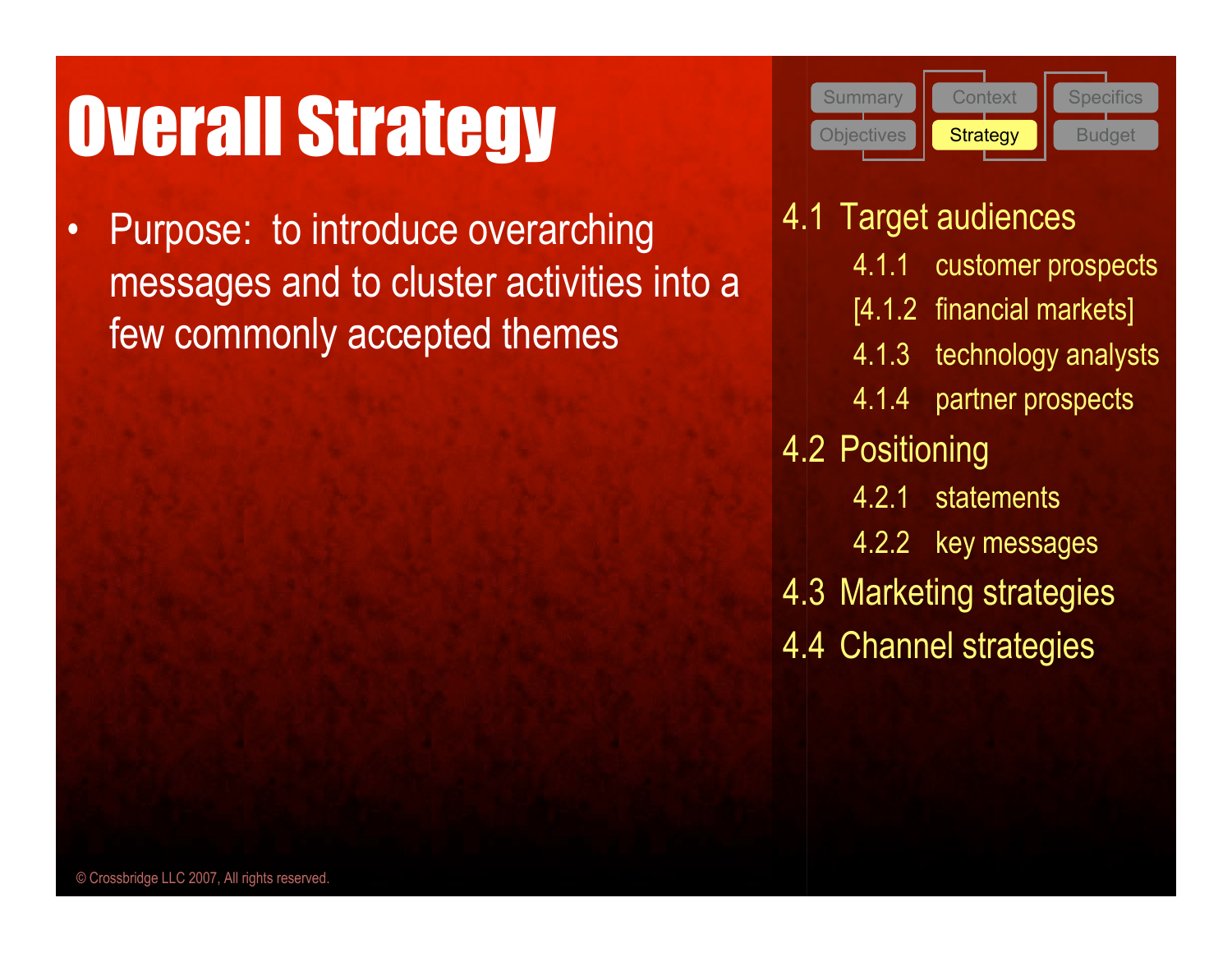# Overall Strategy

- Purpose: to introduce overarching messages and to cluster activities into a few commonly accepted themes

Summary | Context | Specifics
Objectives | **Strategy** | Budget

4.1 Target audiences

- 4.1.1 customer prospects
- [4.1.2 financial markets]
- 4.1.3 technology analysts
- 4.1.4 partner prospects

4.2 Positioning

- 4.2.1 statements
- 4.2.2 key messages

4.3 Marketing strategies

4.4 Channel strategies

© Crossbridge LLC 2007, All rights reserved.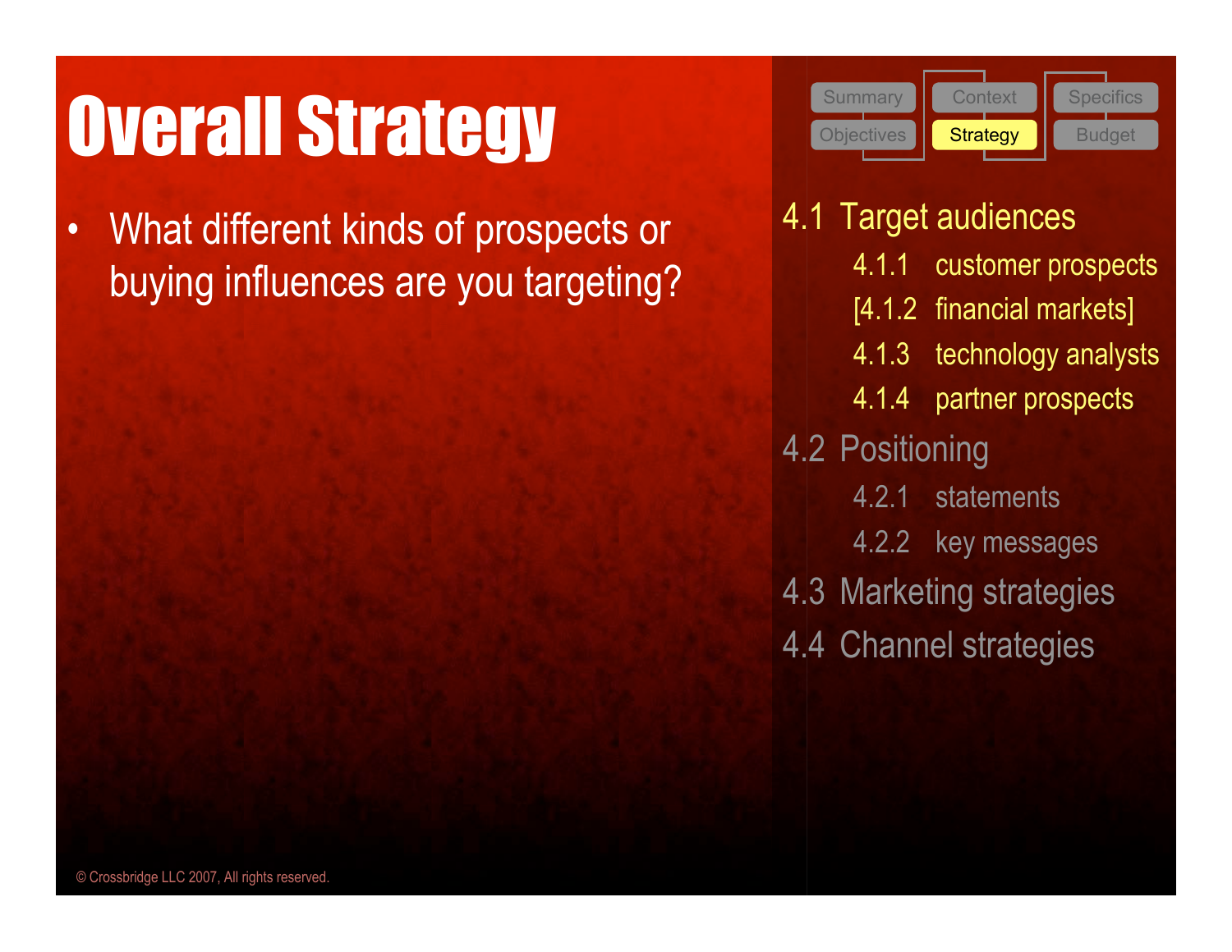# Overall Strategy

- What different kinds of prospects or buying influences are you targeting?

Summary | Context | Specifics
Objectives | Strategy | Budget

4.1 Target audiences

- 4.1.1 customer prospects
- [4.1.2 financial markets]
- 4.1.3 technology analysts
- 4.1.4 partner prospects

4.2 Positioning

- 4.2.1 statements
- 4.2.2 key messages

4.3 Marketing strategies

4.4 Channel strategies

© Crossbridge LLC 2007, All rights reserved.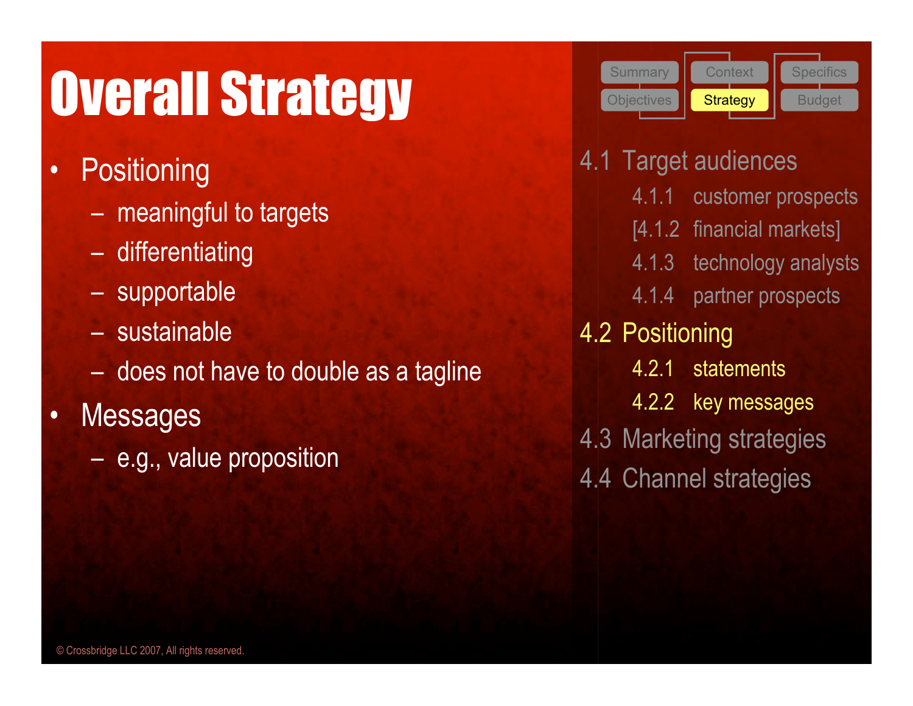# Overall Strategy

- Positioning
  - meaningful to targets
  - differentiating
  - supportable
  - sustainable
  - does not have to double as a tagline
- Messages
  - e.g., value proposition

Summary | Context | Specifics
Objectives | **Strategy** | Budget

4.1 Target audiences
- 4.1.1 customer prospects
- [4.1.2 financial markets]
- 4.1.3 technology analysts
- 4.1.4 partner prospects

**4.2 Positioning**
- **4.2.1 statements**
- **4.2.2 key messages**

4.3 Marketing strategies

4.4 Channel strategies

© Crossbridge LLC 2007, All rights reserved.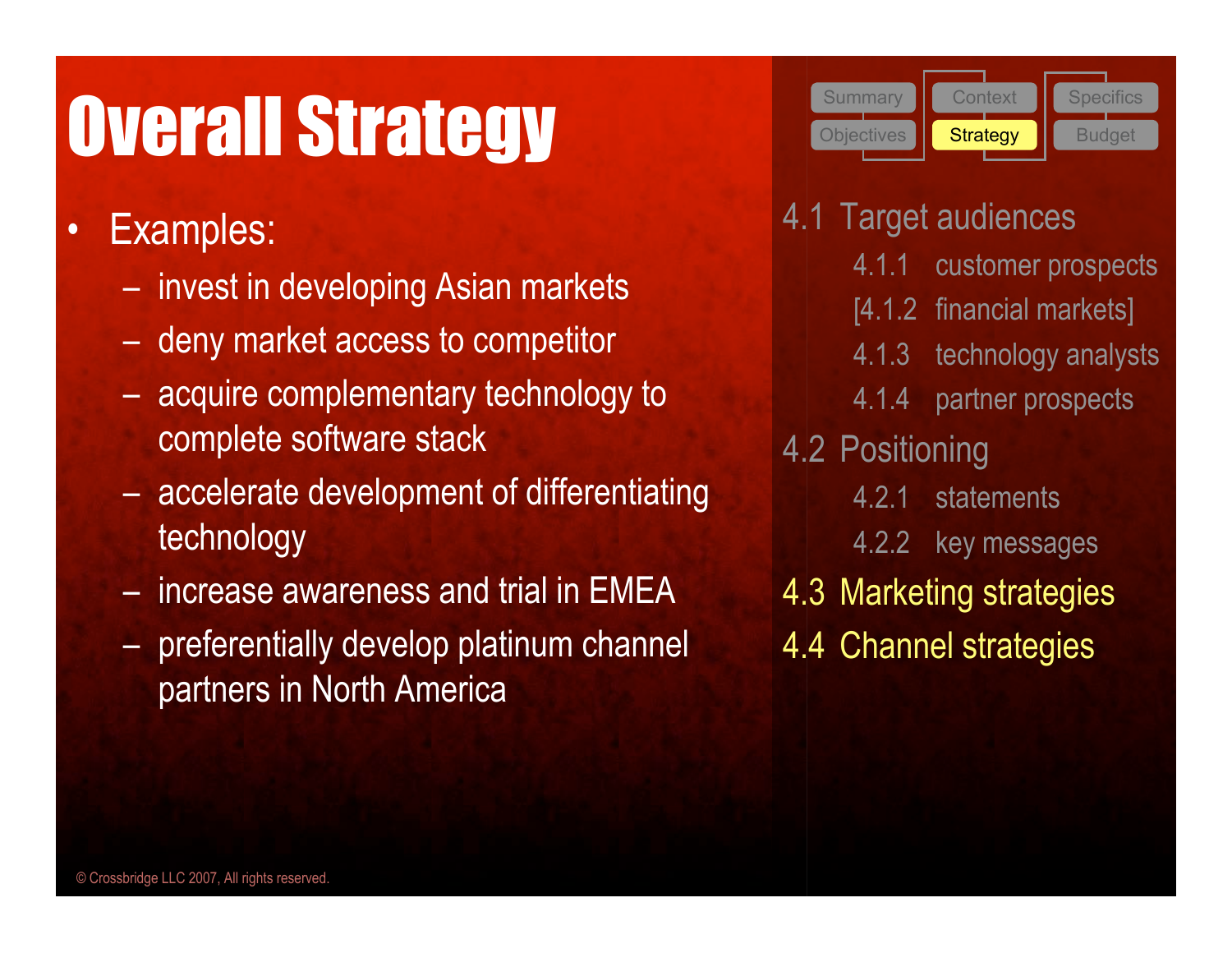# Overall Strategy

- Examples:
  - invest in developing Asian markets
  - deny market access to competitor
  - acquire complementary technology to complete software stack
  - accelerate development of differentiating technology
  - increase awareness and trial in EMEA
  - preferentially develop platinum channel partners in North America

Summary | Context | Specifics
Objectives | Strategy | Budget

4.1 Target audiences
- 4.1.1 customer prospects
- [4.1.2 financial markets]
- 4.1.3 technology analysts
- 4.1.4 partner prospects

4.2 Positioning
- 4.2.1 statements
- 4.2.2 key messages

4.3 Marketing strategies

4.4 Channel strategies

© Crossbridge LLC 2007, All rights reserved.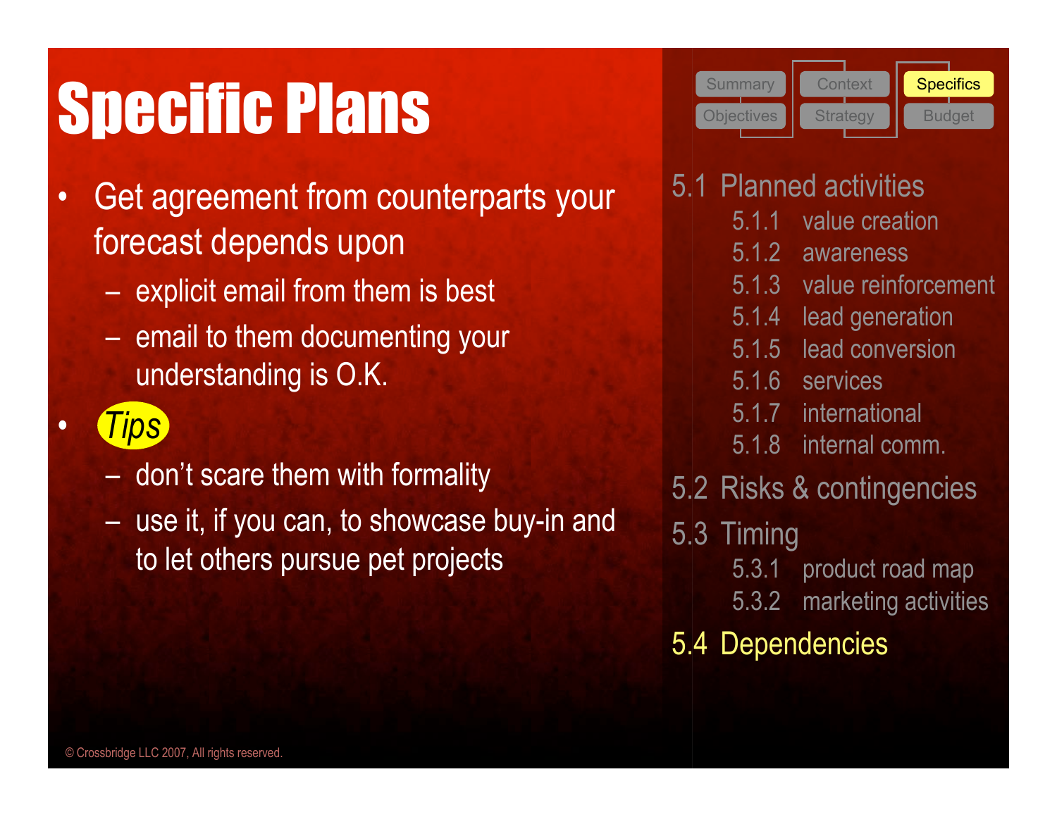# Specific Plans

- Get agreement from counterparts your forecast depends upon
  - explicit email from them is best
  - email to them documenting your understanding is O.K.
- *Tips*
  - don't scare them with formality
  - use it, if you can, to showcase buy-in and to let others pursue pet projects

Summary | Context | Specifics
Objectives | Strategy | Budget

5.1 Planned activities
- 5.1.1 value creation
- 5.1.2 awareness
- 5.1.3 value reinforcement
- 5.1.4 lead generation
- 5.1.5 lead conversion
- 5.1.6 services
- 5.1.7 international
- 5.1.8 internal comm.

5.2 Risks & contingencies

5.3 Timing
- 5.3.1 product road map
- 5.3.2 marketing activities

5.4 Dependencies

© Crossbridge LLC 2007, All rights reserved.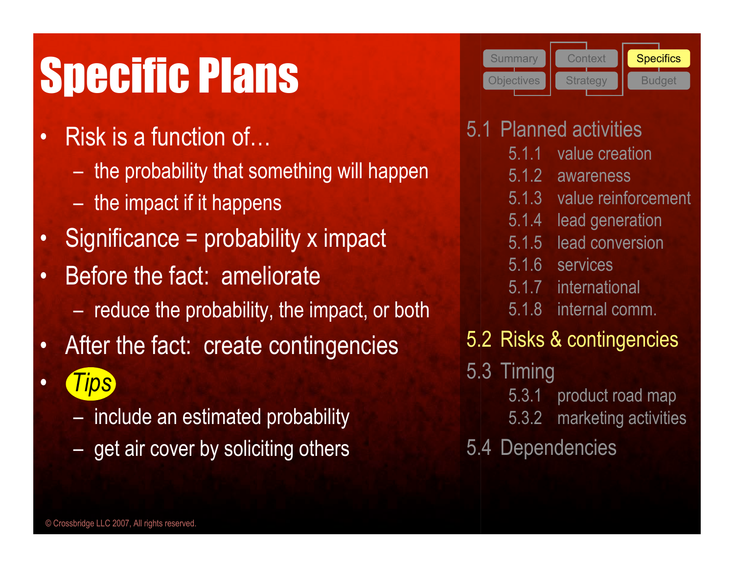# Specific Plans

- Risk is a function of…
  - the probability that something will happen
  - the impact if it happens
- Significance = probability x impact
- Before the fact: ameliorate
  - reduce the probability, the impact, or both
- After the fact: create contingencies
- *Tips*
  - include an estimated probability
  - get air cover by soliciting others

Summary | Context | **Specifics**
Objectives | Strategy | Budget

5.1 Planned activities
- 5.1.1 value creation
- 5.1.2 awareness
- 5.1.3 value reinforcement
- 5.1.4 lead generation
- 5.1.5 lead conversion
- 5.1.6 services
- 5.1.7 international
- 5.1.8 internal comm.

**5.2 Risks & contingencies**

5.3 Timing
- 5.3.1 product road map
- 5.3.2 marketing activities

5.4 Dependencies

© Crossbridge LLC 2007, All rights reserved.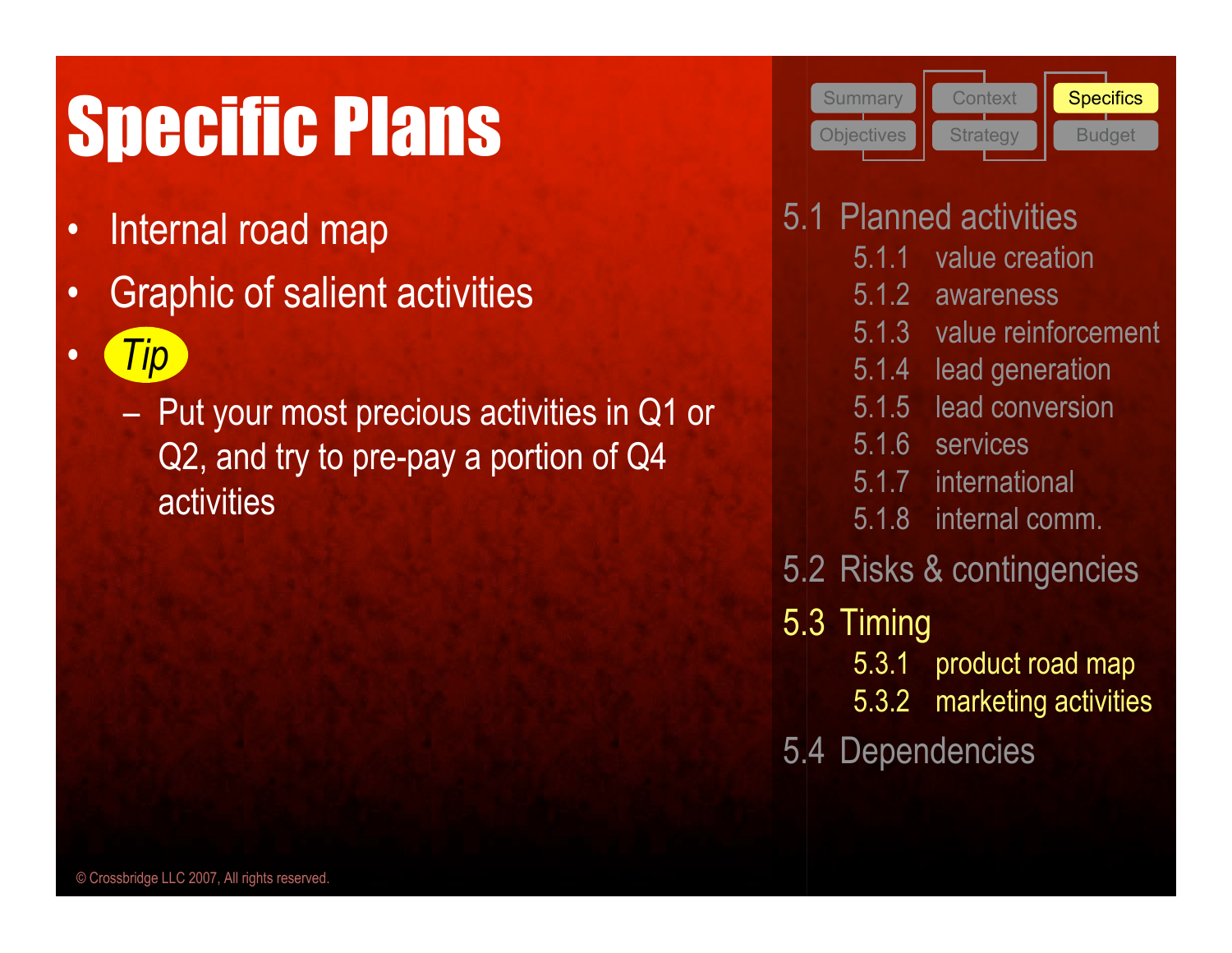# Specific Plans

- Internal road map
- Graphic of salient activities
- *Tip*
  - Put your most precious activities in Q1 or Q2, and try to pre-pay a portion of Q4 activities

Summary | Context | Specifics
Objectives | Strategy | Budget

5.1 Planned activities
- 5.1.1 value creation
- 5.1.2 awareness
- 5.1.3 value reinforcement
- 5.1.4 lead generation
- 5.1.5 lead conversion
- 5.1.6 services
- 5.1.7 international
- 5.1.8 internal comm.

5.2 Risks & contingencies

5.3 Timing
- 5.3.1 product road map
- 5.3.2 marketing activities

5.4 Dependencies

© Crossbridge LLC 2007, All rights reserved.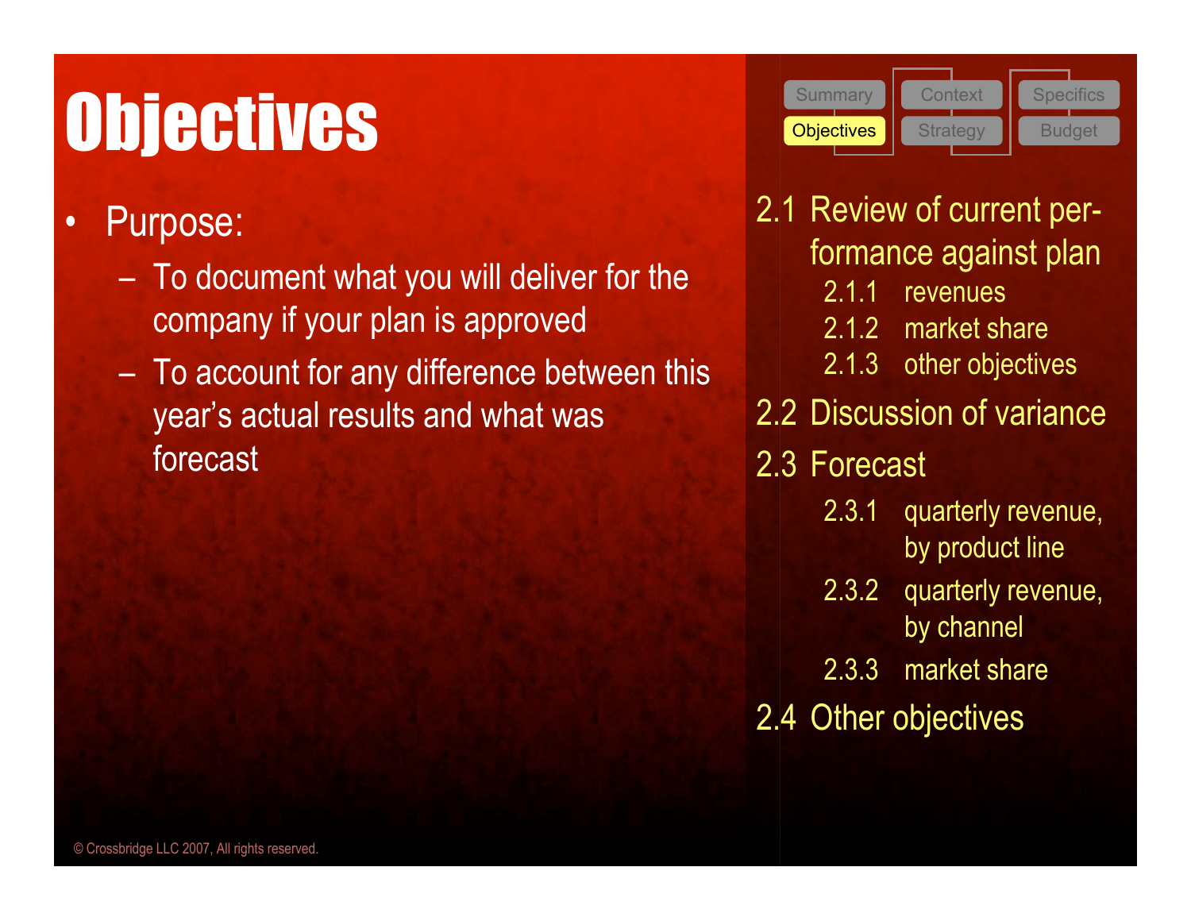# Objectives

- Purpose:
  - To document what you will deliver for the company if your plan is approved
  - To account for any difference between this year's actual results and what was forecast

Summary | Context | Specifics
Objectives | Strategy | Budget

2.1 Review of current performance against plan
- 2.1.1 revenues
- 2.1.2 market share
- 2.1.3 other objectives

2.2 Discussion of variance

2.3 Forecast
- 2.3.1 quarterly revenue, by product line
- 2.3.2 quarterly revenue, by channel
- 2.3.3 market share

2.4 Other objectives

© Crossbridge LLC 2007, All rights reserved.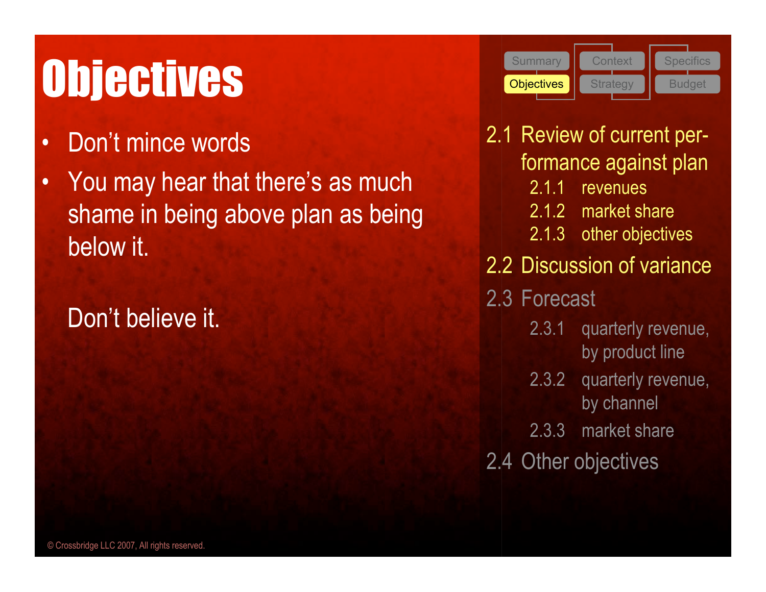# Objectives

- Don't mince words
- You may hear that there's as much shame in being above plan as being below it.

  Don't believe it.

Summary | Context | Specifics
Objectives | Strategy | Budget

2.1 Review of current performance against plan
- 2.1.1 revenues
- 2.1.2 market share
- 2.1.3 other objectives

2.2 Discussion of variance

2.3 Forecast
- 2.3.1 quarterly revenue, by product line
- 2.3.2 quarterly revenue, by channel
- 2.3.3 market share

2.4 Other objectives

© Crossbridge LLC 2007, All rights reserved.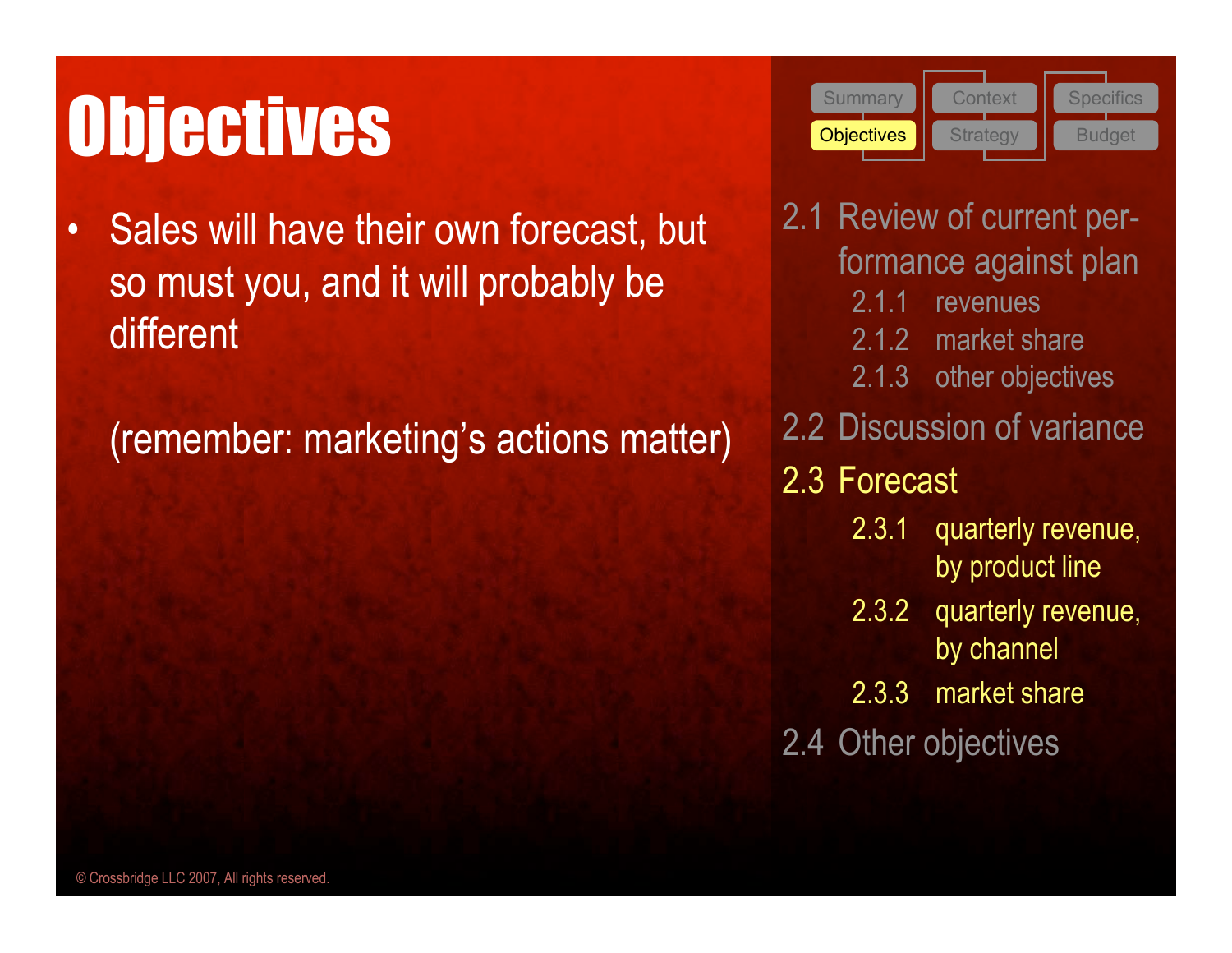# Objectives

- Sales will have their own forecast, but so must you, and it will probably be different

  (remember: marketing's actions matter)

Summary | Context | Specifics
Objectives | Strategy | Budget

2.1 Review of current performance against plan
- 2.1.1 revenues
- 2.1.2 market share
- 2.1.3 other objectives

2.2 Discussion of variance

2.3 Forecast
- 2.3.1 quarterly revenue, by product line
- 2.3.2 quarterly revenue, by channel
- 2.3.3 market share

2.4 Other objectives

© Crossbridge LLC 2007, All rights reserved.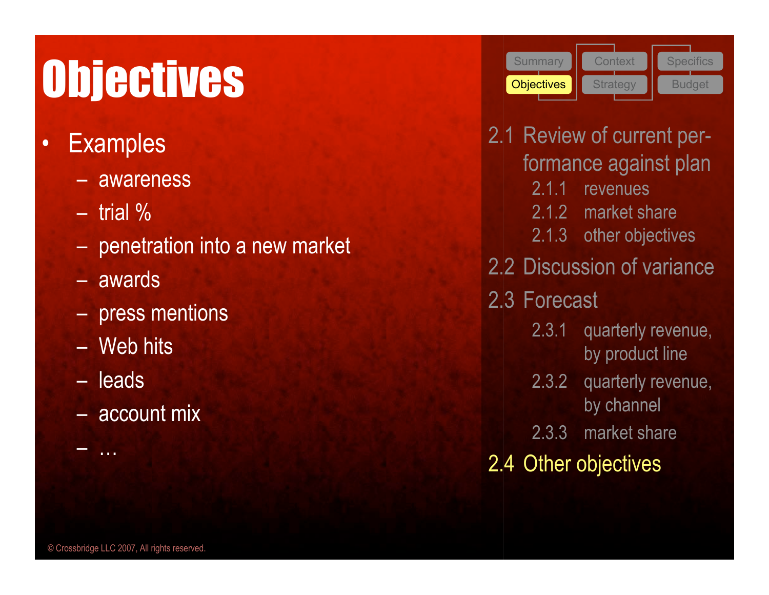# Objectives

- Examples
  - awareness
  - trial %
  - penetration into a new market
  - awards
  - press mentions
  - Web hits
  - leads
  - account mix
  - …

Summary | Context | Specifics
Objectives | Strategy | Budget

2.1 Review of current performance against plan
- 2.1.1 revenues
- 2.1.2 market share
- 2.1.3 other objectives

2.2 Discussion of variance

2.3 Forecast
- 2.3.1 quarterly revenue, by product line
- 2.3.2 quarterly revenue, by channel
- 2.3.3 market share

2.4 Other objectives

© Crossbridge LLC 2007, All rights reserved.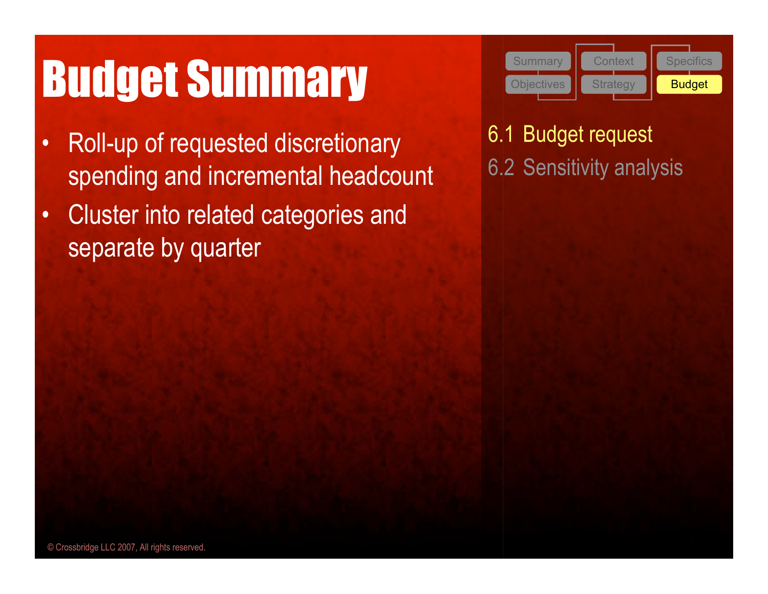# Budget Summary

- Roll-up of requested discretionary spending and incremental headcount
- Cluster into related categories and separate by quarter

Summary | Context | Specifics
Objectives | Strategy | **Budget**

6.1 Budget request

6.2 Sensitivity analysis

© Crossbridge LLC 2007, All rights reserved.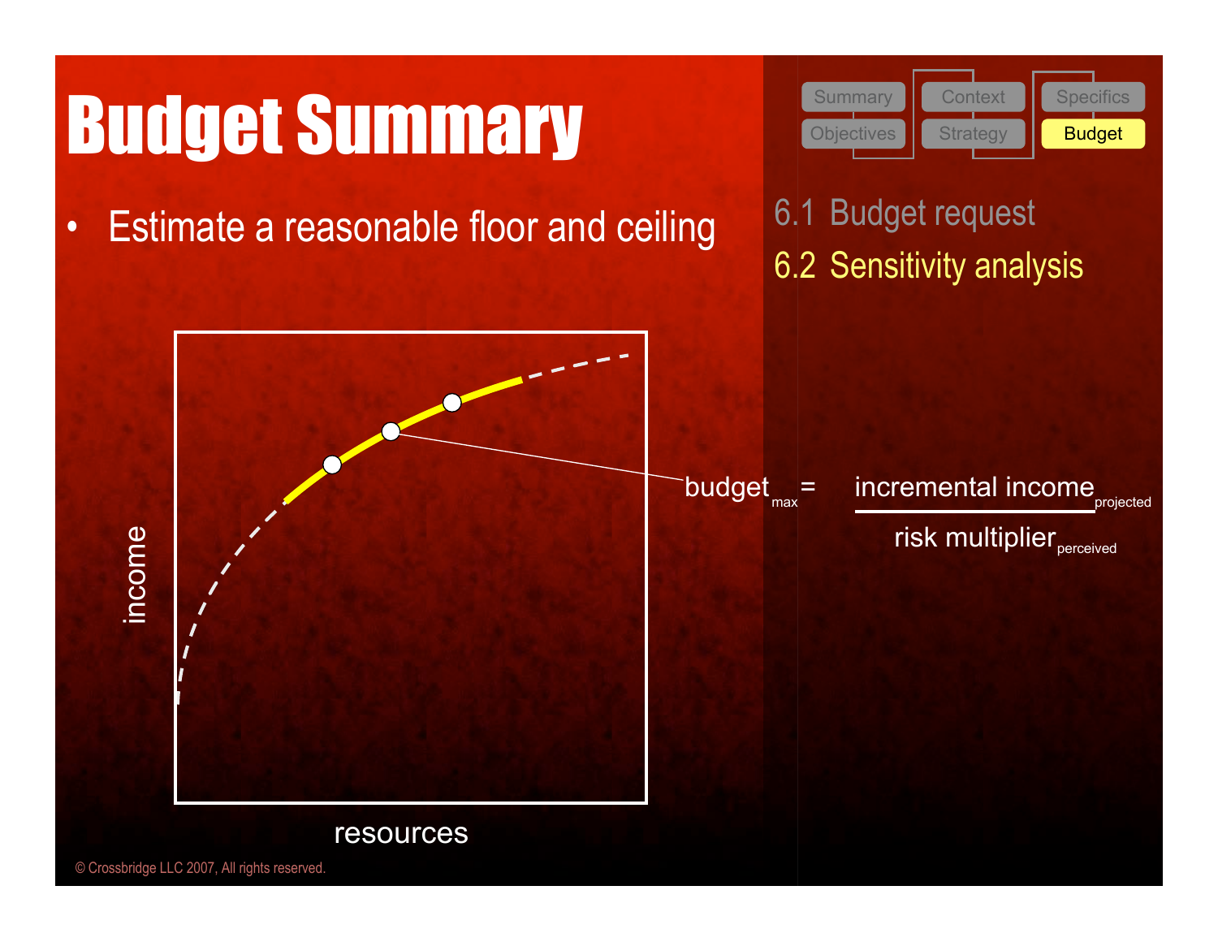# Budget Summary

Summary | Context | Specifics
Objectives | Strategy | Budget

6.1 Budget request

6.2 Sensitivity analysis

- Estimate a reasonable floor and ceiling

income

resources

$$\text{budget}_{max} = \frac{\text{incremental income}_{projected}}{\text{risk multiplier}_{perceived}}$$

© Crossbridge LLC 2007, All rights reserved.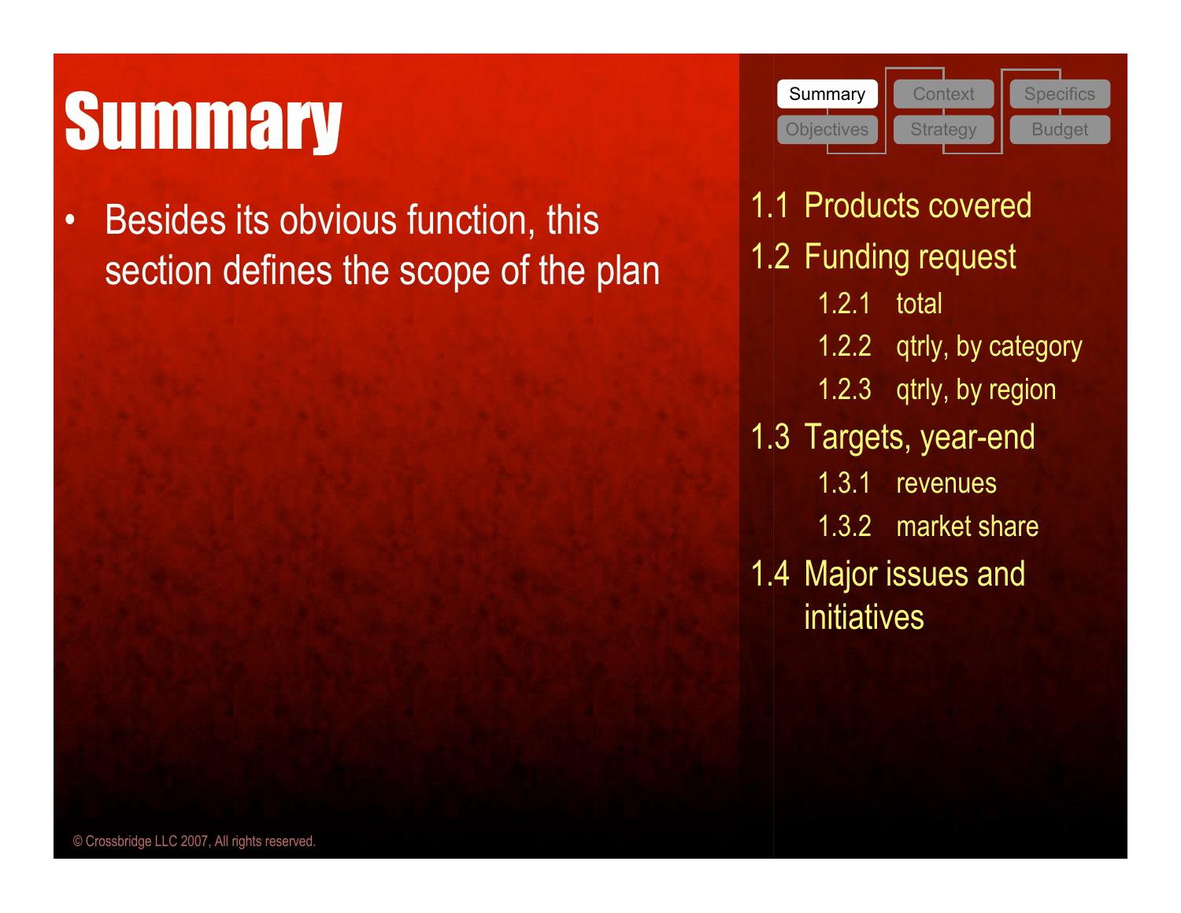# Summary

- Besides its obvious function, this section defines the scope of the plan

Summary | Context | Specifics
Objectives | Strategy | Budget

1.1 Products covered

1.2 Funding request

- 1.2.1 total
- 1.2.2 qtrly, by category
- 1.2.3 qtrly, by region

1.3 Targets, year-end

- 1.3.1 revenues
- 1.3.2 market share

1.4 Major issues and initiatives

© Crossbridge LLC 2007, All rights reserved.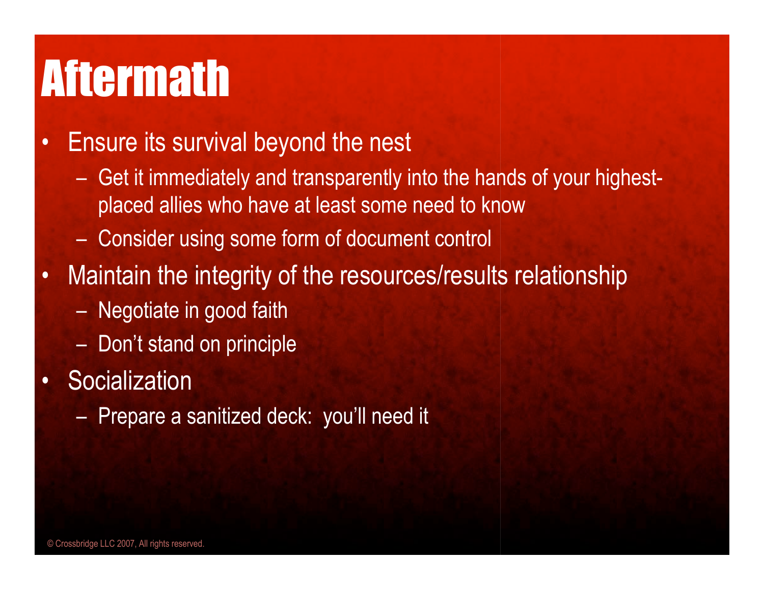# Aftermath

- Ensure its survival beyond the nest
  - Get it immediately and transparently into the hands of your highest-placed allies who have at least some need to know
  - Consider using some form of document control
- Maintain the integrity of the resources/results relationship
  - Negotiate in good faith
  - Don't stand on principle
- Socialization
  - Prepare a sanitized deck:  you'll need it

© Crossbridge LLC 2007, All rights reserved.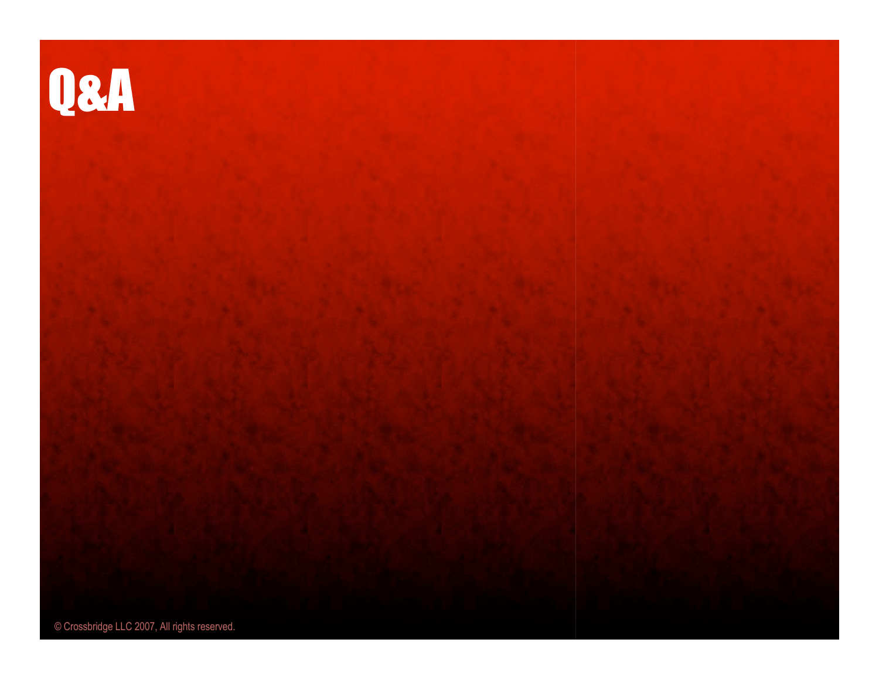# Q&A

© Crossbridge LLC 2007, All rights reserved.